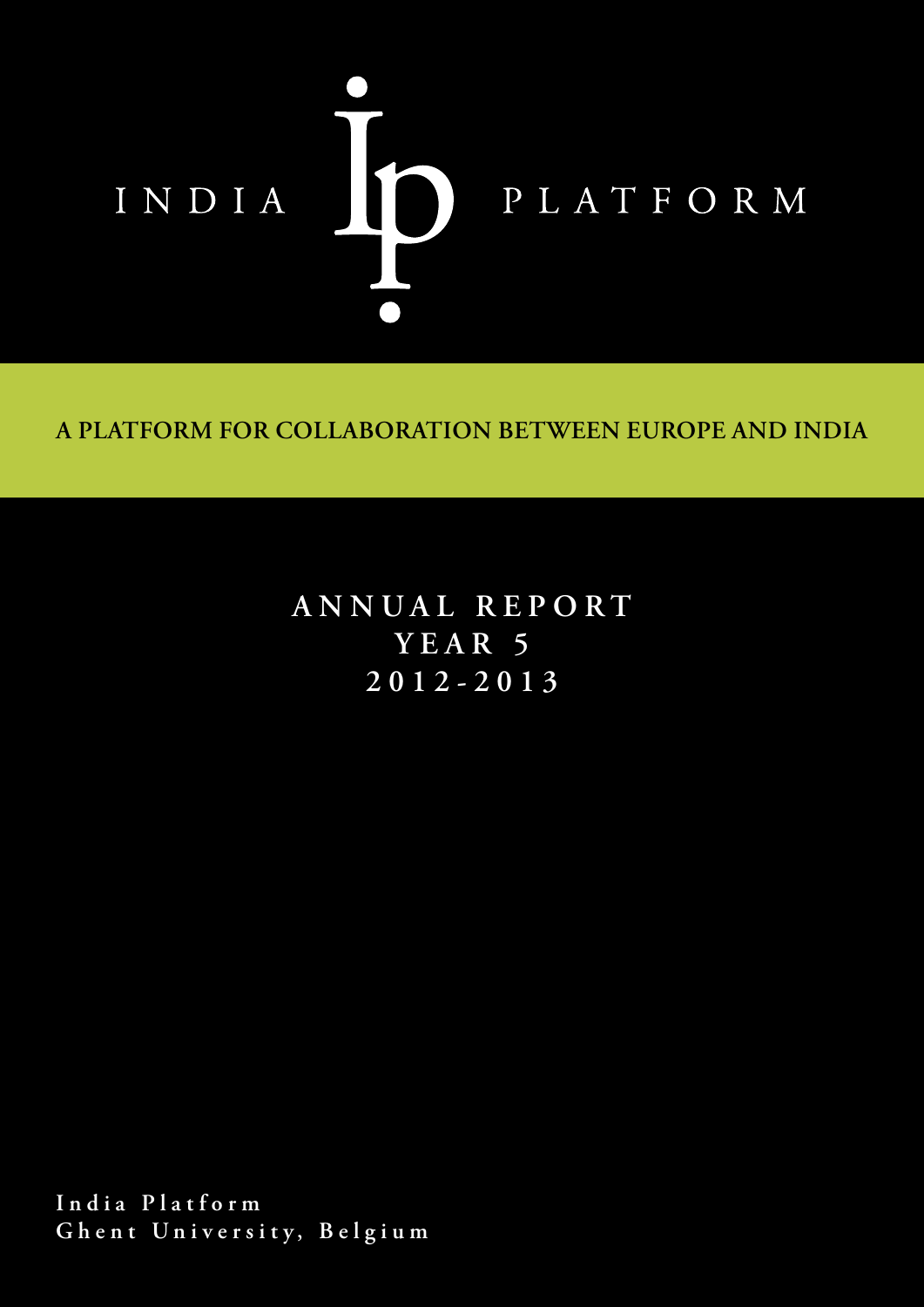# INDIA ip PLATFORM

**A PLATFORM FOR COLLABORATION BETWEEN EUROPE AND INDIA**

## ANNUAL REPORT
## YEAR 5
## 2012-2013

**India Platform**
**Ghent University, Belgium**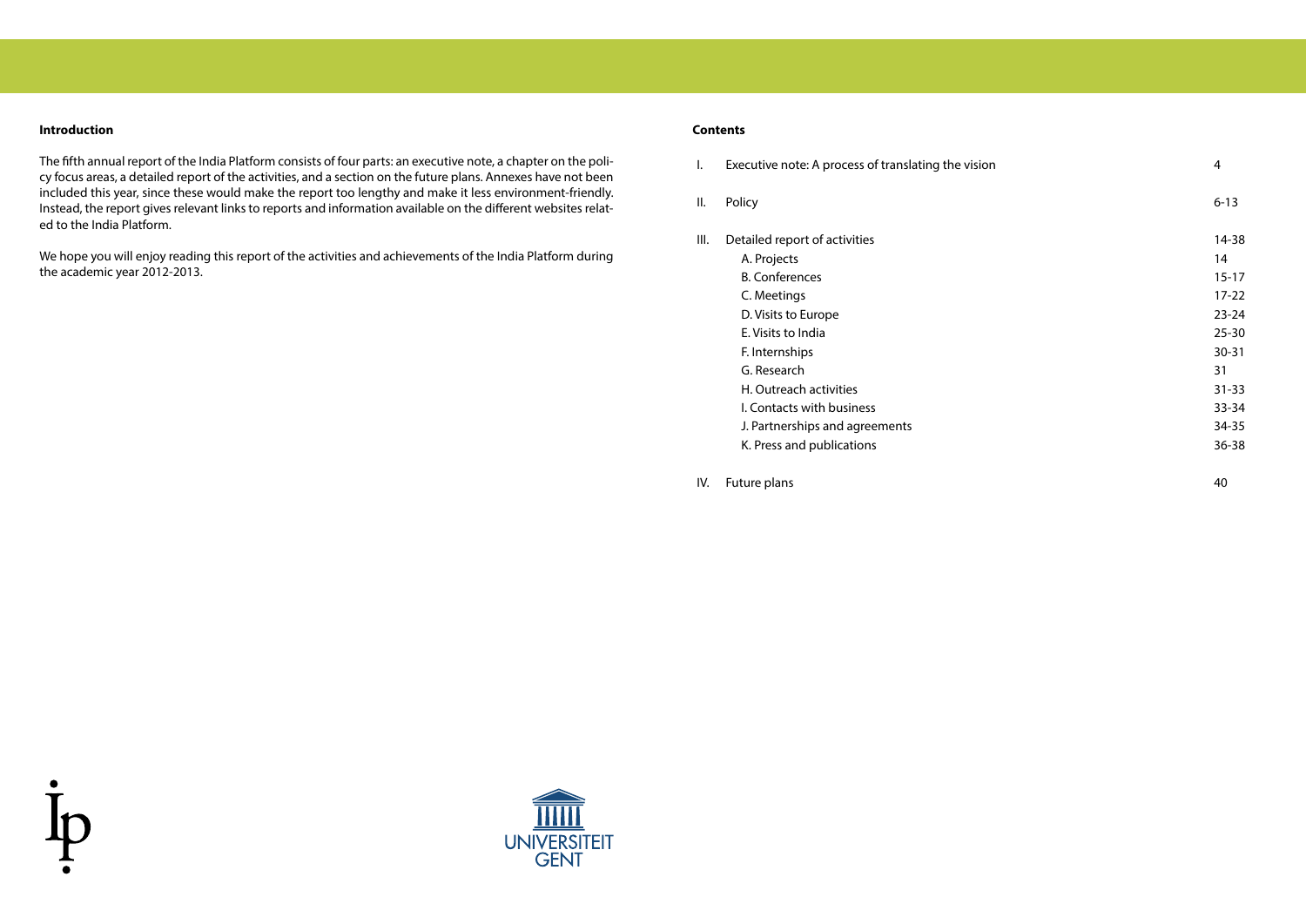**Introduction**

The fifth annual report of the India Platform consists of four parts: an executive note, a chapter on the policy focus areas, a detailed report of the activities, and a section on the future plans. Annexes have not been included this year, since these would make the report too lengthy and make it less environment-friendly. Instead, the report gives relevant links to reports and information available on the different websites related to the India Platform.

We hope you will enjoy reading this report of the activities and achievements of the India Platform during the academic year 2012-2013.

**Contents**

| | | |
|---|---|---|
| I. | Executive note: A process of translating the vision | 4 |
| II. | Policy | 6-13 |
| III. | Detailed report of activities | 14-38 |
| | A. Projects | 14 |
| | B. Conferences | 15-17 |
| | C. Meetings | 17-22 |
| | D. Visits to Europe | 23-24 |
| | E. Visits to India | 25-30 |
| | F. Internships | 30-31 |
| | G. Research | 31 |
| | H. Outreach activities | 31-33 |
| | I. Contacts with business | 33-34 |
| | J. Partnerships and agreements | 34-35 |
| | K. Press and publications | 36-38 |
| IV. | Future plans | 40 |

UNIVERSITEIT GENT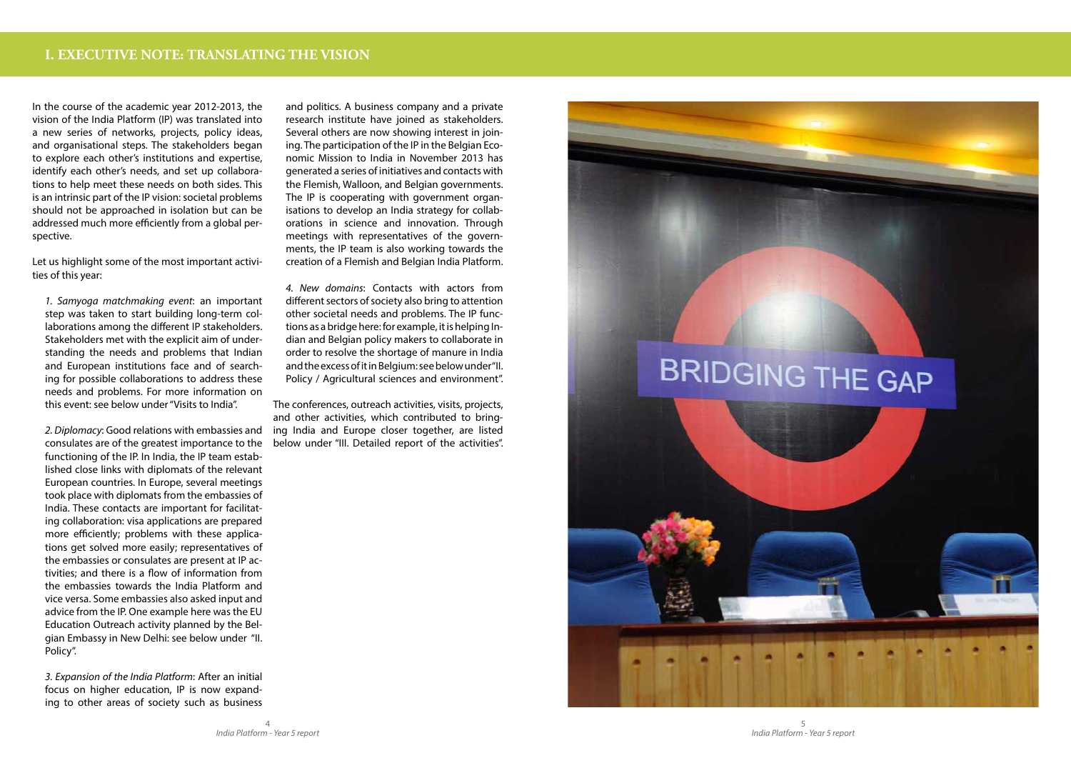# I. EXECUTIVE NOTE: TRANSLATING THE VISION

In the course of the academic year 2012-2013, the vision of the India Platform (IP) was translated into a new series of networks, projects, policy ideas, and organisational steps. The stakeholders began to explore each other's institutions and expertise, identify each other's needs, and set up collaborations to help meet these needs on both sides. This is an intrinsic part of the IP vision: societal problems should not be approached in isolation but can be addressed much more efficiently from a global perspective.

Let us highlight some of the most important activities of this year:

*1. Samyoga matchmaking event*: an important step was taken to start building long-term collaborations among the different IP stakeholders. Stakeholders met with the explicit aim of understanding the needs and problems that Indian and European institutions face and of searching for possible collaborations to address these needs and problems. For more information on this event: see below under "Visits to India".

*2. Diplomacy*: Good relations with embassies and consulates are of the greatest importance to the functioning of the IP. In India, the IP team established close links with diplomats of the relevant European countries. In Europe, several meetings took place with diplomats from the embassies of India. These contacts are important for facilitating collaboration: visa applications are prepared more efficiently; problems with these applications get solved more easily; representatives of the embassies or consulates are present at IP activities; and there is a flow of information from the embassies towards the India Platform and vice versa. Some embassies also asked input and advice from the IP. One example here was the EU Education Outreach activity planned by the Belgian Embassy in New Delhi: see below under "II. Policy".

*3. Expansion of the India Platform*: After an initial focus on higher education, IP is now expanding to other areas of society such as business and politics. A business company and a private research institute have joined as stakeholders. Several others are now showing interest in joining. The participation of the IP in the Belgian Economic Mission to India in November 2013 has generated a series of initiatives and contacts with the Flemish, Walloon, and Belgian governments. The IP is cooperating with government organisations to develop an India strategy for collaborations in science and innovation. Through meetings with representatives of the governments, the IP team is also working towards the creation of a Flemish and Belgian India Platform.

*4. New domains*: Contacts with actors from different sectors of society also bring to attention other societal needs and problems. The IP functions as a bridge here: for example, it is helping Indian and Belgian policy makers to collaborate in order to resolve the shortage of manure in India and the excess of it in Belgium: see below under "II. Policy / Agricultural sciences and environment".

The conferences, outreach activities, visits, projects, and other activities, which contributed to bringing India and Europe closer together, are listed below under "III. Detailed report of the activities".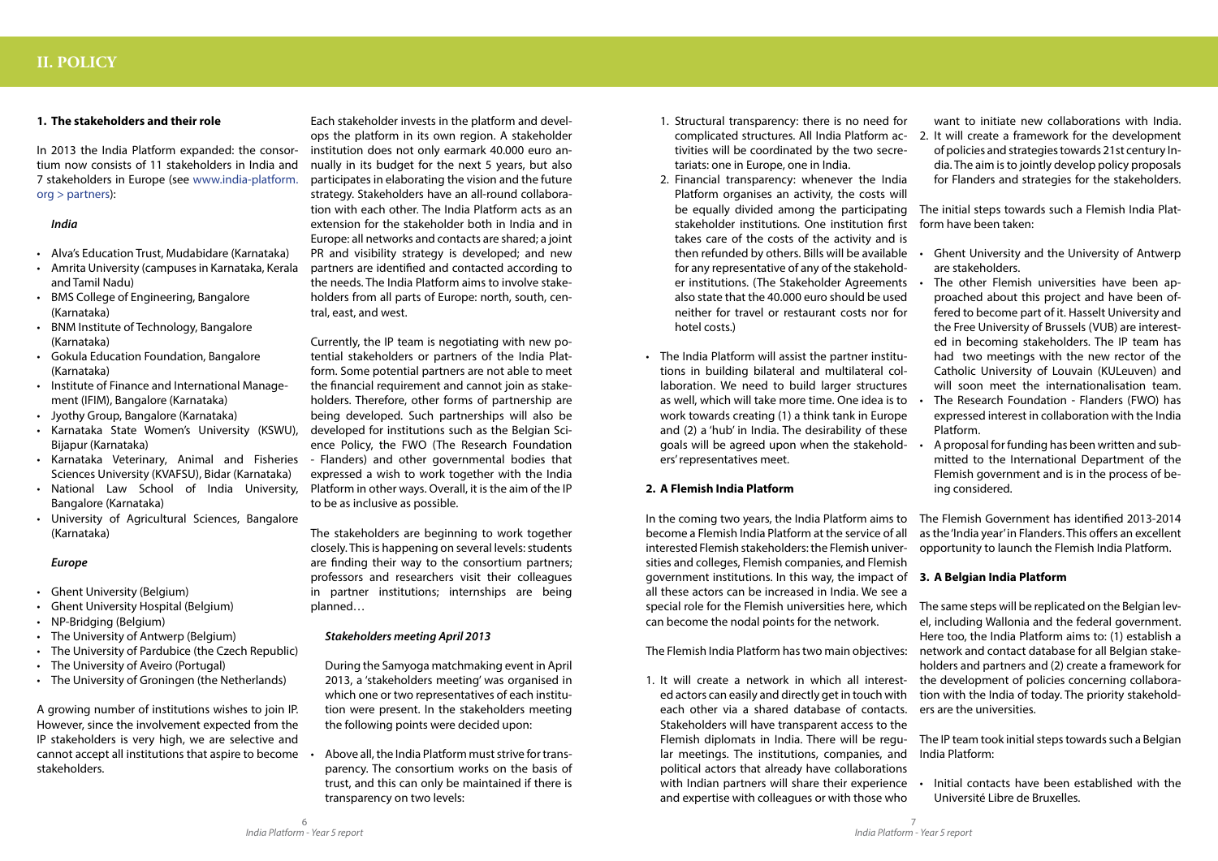# II. POLICY

## 1. The stakeholders and their role

In 2013 the India Platform expanded: the consortium now consists of 11 stakeholders in India and 7 stakeholders in Europe (see www.india-platform.org > partners):

### *India*

- Alva's Education Trust, Mudabidare (Karnataka)
- Amrita University (campuses in Karnataka, Kerala and Tamil Nadu)
- BMS College of Engineering, Bangalore (Karnataka)
- BNM Institute of Technology, Bangalore (Karnataka)
- Gokula Education Foundation, Bangalore (Karnataka)
- Institute of Finance and International Management (IFIM), Bangalore (Karnataka)
- Jyothy Group, Bangalore (Karnataka)
- Karnataka State Women's University (KSWU), Bijapur (Karnataka)
- Karnataka Veterinary, Animal and Fisheries Sciences University (KVAFSU), Bidar (Karnataka)
- National Law School of India University, Bangalore (Karnataka)
- University of Agricultural Sciences, Bangalore (Karnataka)

### *Europe*

- Ghent University (Belgium)
- Ghent University Hospital (Belgium)
- NP-Bridging (Belgium)
- The University of Antwerp (Belgium)
- The University of Pardubice (the Czech Republic)
- The University of Aveiro (Portugal)
- The University of Groningen (the Netherlands)

A growing number of institutions wishes to join IP. However, since the involvement expected from the IP stakeholders is very high, we are selective and cannot accept all institutions that aspire to become stakeholders.

Each stakeholder invests in the platform and develops the platform in its own region. A stakeholder institution does not only earmark 40.000 euro annually in its budget for the next 5 years, but also participates in elaborating the vision and the future strategy. Stakeholders have an all-round collaboration with each other. The India Platform acts as an extension for the stakeholder both in India and in Europe: all networks and contacts are shared; a joint PR and visibility strategy is developed; and new partners are identified and contacted according to the needs. The India Platform aims to involve stakeholders from all parts of Europe: north, south, central, east, and west.

Currently, the IP team is negotiating with new potential stakeholders or partners of the India Platform. Some potential partners are not able to meet the financial requirement and cannot join as stakeholders. Therefore, other forms of partnership are being developed. Such partnerships will also be developed for institutions such as the Belgian Science Policy, the FWO (The Research Foundation - Flanders) and other governmental bodies that expressed a wish to work together with the India Platform in other ways. Overall, it is the aim of the IP to be as inclusive as possible.

The stakeholders are beginning to work together closely. This is happening on several levels: students are finding their way to the consortium partners; professors and researchers visit their colleagues in partner institutions; internships are being planned…

### *Stakeholders meeting April 2013*

During the Samyoga matchmaking event in April 2013, a 'stakeholders meeting' was organised in which one or two representatives of each institution were present. In the stakeholders meeting the following points were decided upon:

- Above all, the India Platform must strive for transparency. The consortium works on the basis of trust, and this can only be maintained if there is transparency on two levels:
  1. Structural transparency: there is no need for complicated structures. All India Platform activities will be coordinated by the two secretariats: one in Europe, one in India.
  2. Financial transparency: whenever the India Platform organises an activity, the costs will be equally divided among the participating stakeholder institutions. One institution first takes care of the costs of the activity and is then refunded by others. Bills will be available for any representative of any of the stakeholder institutions. (The Stakeholder Agreements also state that the 40.000 euro should be used neither for travel or restaurant costs nor for hotel costs.)
- The India Platform will assist the partner institutions in building bilateral and multilateral collaboration. We need to build larger structures as well, which will take more time. One idea is to work towards creating (1) a think tank in Europe and (2) a 'hub' in India. The desirability of these goals will be agreed upon when the stakeholders' representatives meet.

## 2. A Flemish India Platform

In the coming two years, the India Platform aims to become a Flemish India Platform at the service of all interested Flemish stakeholders: the Flemish universities and colleges, Flemish companies, and Flemish government institutions. In this way, the impact of all these actors can be increased in India. We see a special role for the Flemish universities here, which can become the nodal points for the network.

The Flemish India Platform has two main objectives:

1. It will create a network in which all interested actors can easily and directly get in touch with each other via a shared database of contacts. Stakeholders will have transparent access to the Flemish diplomats in India. There will be regular meetings. The institutions, companies, and political actors that already have collaborations with Indian partners will share their experience and expertise with colleagues or with those who want to initiate new collaborations with India.
2. It will create a framework for the development of policies and strategies towards 21st century India. The aim is to jointly develop policy proposals for Flanders and strategies for the stakeholders.

The initial steps towards such a Flemish India Platform have been taken:

- Ghent University and the University of Antwerp are stakeholders.
- The other Flemish universities have been approached about this project and have been offered to become part of it. Hasselt University and the Free University of Brussels (VUB) are interested in becoming stakeholders. The IP team has had two meetings with the new rector of the Catholic University of Louvain (KULeuven) and will soon meet the internationalisation team.
- The Research Foundation - Flanders (FWO) has expressed interest in collaboration with the India Platform.
- A proposal for funding has been written and submitted to the International Department of the Flemish government and is in the process of being considered.

The Flemish Government has identified 2013-2014 as the 'India year' in Flanders. This offers an excellent opportunity to launch the Flemish India Platform.

## 3. A Belgian India Platform

The same steps will be replicated on the Belgian level, including Wallonia and the federal government. Here too, the India Platform aims to: (1) establish a network and contact database for all Belgian stakeholders and partners and (2) create a framework for the development of policies concerning collaboration with the India of today. The priority stakeholders are the universities.

The IP team took initial steps towards such a Belgian India Platform:

- Initial contacts have been established with the Université Libre de Bruxelles.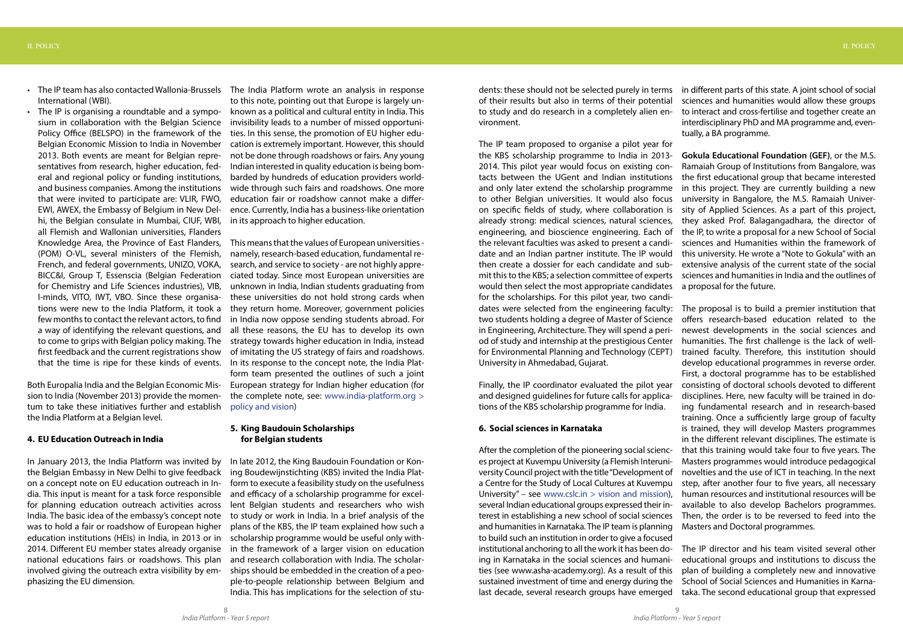- The IP team has also contacted Wallonia-Brussels International (WBI).
- The IP is organising a roundtable and a symposium in collaboration with the Belgian Science Policy Office (BELSPO) in the framework of the Belgian Economic Mission to India in November 2013. Both events are meant for Belgian representatives from research, higher education, federal and regional policy or funding institutions, and business companies. Among the institutions that were invited to participate are: VLIR, FWO, EWI, AWEX, the Embassy of Belgium in New Delhi, the Belgian consulate in Mumbai, CIUF, WBI, all Flemish and Wallonian universities, Flanders Knowledge Area, the Province of East Flanders, (POM) O-VL, several ministers of the Flemish, French, and federal governments, UNIZO, VOKA, BICC&I, Group T, Essenscia (Belgian Federation for Chemistry and Life Sciences industries), VIB, I-minds, VITO, IWT, VBO. Since these organisations were new to the India Platform, it took a few months to contact the relevant actors, to find a way of identifying the relevant questions, and to come to grips with Belgian policy making. The first feedback and the current registrations show that the time is ripe for these kinds of events.

Both Europalia India and the Belgian Economic Mission to India (November 2013) provide the momentum to take these initiatives further and establish the India Platform at a Belgian level.

#### 4. EU Education Outreach in India

In January 2013, the India Platform was invited by the Belgian Embassy in New Delhi to give feedback on a concept note on EU education outreach in India. This input is meant for a task force responsible for planning education outreach activities across India. The basic idea of the embassy's concept note was to hold a fair or roadshow of European higher education institutions (HEIs) in India, in 2013 or in 2014. Different EU member states already organise national educations fairs or roadshows. This plan involved giving the outreach extra visibility by emphasizing the EU dimension.

The India Platform wrote an analysis in response to this note, pointing out that Europe is largely unknown as a political and cultural entity in India. This invisibility leads to a number of missed opportunities. In this sense, the promotion of EU higher education is extremely important. However, this should not be done through roadshows or fairs. Any young Indian interested in quality education is being bombarded by hundreds of education providers worldwide through such fairs and roadshows. One more education fair or roadshow cannot make a difference. Currently, India has a business-like orientation in its approach to higher education.

This means that the values of European universities - namely, research-based education, fundamental research, and service to society - are not highly appreciated today. Since most European universities are unknown in India, Indian students graduating from these universities do not hold strong cards when they return home. Moreover, government policies in India now oppose sending students abroad. For all these reasons, the EU has to develop its own strategy towards higher education in India, instead of imitating the US strategy of fairs and roadshows. In its response to the concept note, the India Platform team presented the outlines of such a joint European strategy for Indian higher education (for the complete note, see: www.india-platform.org > policy and vision)

#### 5. King Baudouin Scholarships for Belgian students

In late 2012, the King Baudouin Foundation or Koning Boudewijnstichting (KBS) invited the India Platform to execute a feasibility study on the usefulness and efficacy of a scholarship programme for excellent Belgian students and researchers who wish to study or work in India. In a brief analysis of the plans of the KBS, the IP team explained how such a scholarship programme would be useful only within the framework of a larger vision on education and research collaboration with India. The scholarships should be embedded in the creation of a people-to-people relationship between Belgium and India. This has implications for the selection of students: these should not be selected purely in terms of their results but also in terms of their potential to study and do research in a completely alien environment.

The IP team proposed to organise a pilot year for the KBS scholarship programme to India in 2013-2014. This pilot year would focus on existing contacts between the UGent and Indian institutions and only later extend the scholarship programme to other Belgian universities. It would also focus on specific fields of study, where collaboration is already strong: medical sciences, natural sciences, engineering, and bioscience engineering. Each of the relevant faculties was asked to present a candidate and an Indian partner institute. The IP would then create a dossier for each candidate and submit this to the KBS; a selection committee of experts would then select the most appropriate candidates for the scholarships. For this pilot year, two candidates were selected from the engineering faculty: two students holding a degree of Master of Science in Engineering, Architecture. They will spend a period of study and internship at the prestigious Center for Environmental Planning and Technology (CEPT) University in Ahmedabad, Gujarat.

Finally, the IP coordinator evaluated the pilot year and designed guidelines for future calls for applications of the KBS scholarship programme for India.

#### 6. Social sciences in Karnataka

After the completion of the pioneering social sciences project at Kuvempu University (a Flemish Interuniversity Council project with the title "Development of a Centre for the Study of Local Cultures at Kuvempu University" – see www.cslc.in > vision and mission), several Indian educational groups expressed their interest in establishing a new school of social sciences and humanities in Karnataka. The IP team is planning to build such an institution in order to give a focused institutional anchoring to all the work it has been doing in Karnataka in the social sciences and humanities (see www.asha-academy.org). As a result of this sustained investment of time and energy during the last decade, several research groups have emerged in different parts of this state. A joint school of social sciences and humanities would allow these groups to interact and cross-fertilise and together create an interdisciplinary PhD and MA programme and, eventually, a BA programme.

**Gokula Educational Foundation (GEF)**, or the M.S. Ramaiah Group of Institutions from Bangalore, was the first educational group that became interested in this project. They are currently building a new university in Bangalore, the M.S. Ramaiah University of Applied Sciences. As a part of this project, they asked Prof. Balagangadhara, the director of the IP, to write a proposal for a new School of Social sciences and Humanities within the framework of this university. He wrote a "Note to Gokula" with an extensive analysis of the current state of the social sciences and humanities in India and the outlines of a proposal for the future.

The proposal is to build a premier institution that offers research-based education related to the newest developments in the social sciences and humanities. The first challenge is the lack of well-trained faculty. Therefore, this institution should develop educational programmes in reverse order. First, a doctoral programme has to be established consisting of doctoral schools devoted to different disciplines. Here, new faculty will be trained in doing fundamental research and in research-based training. Once a sufficiently large group of faculty is trained, they will develop Masters programmes in the different relevant disciplines. The estimate is that this training would take four to five years. The Masters programmes would introduce pedagogical novelties and the use of ICT in teaching. In the next step, after another four to five years, all necessary human resources and institutional resources will be available to also develop Bachelors programmes. Then, the order is to be reversed to feed into the Masters and Doctoral programmes.

The IP director and his team visited several other educational groups and institutions to discuss the plan of building a completely new and innovative School of Social Sciences and Humanities in Karnataka. The second educational group that expressed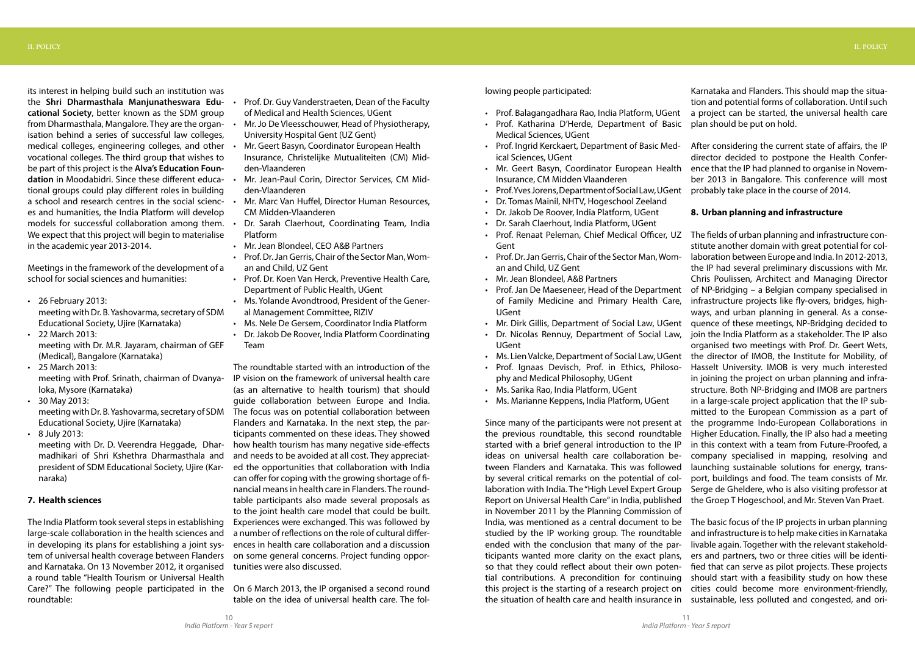its interest in helping build such an institution was the **Shri Dharmasthala Manjunatheswara Educational Society**, better known as the SDM group from Dharmasthala, Mangalore. They are the organisation behind a series of successful law colleges, medical colleges, engineering colleges, and other vocational colleges. The third group that wishes to be part of this project is the **Alva's Education Foundation** in Moodabidri. Since these different educational groups could play different roles in building a school and research centres in the social sciences and humanities, the India Platform will develop models for successful collaboration among them. We expect that this project will begin to materialise in the academic year 2013-2014.

Meetings in the framework of the development of a school for social sciences and humanities:

- 26 February 2013: meeting with Dr. B. Yashovarma, secretary of SDM Educational Society, Ujire (Karnataka)
- 22 March 2013: meeting with Dr. M.R. Jayaram, chairman of GEF (Medical), Bangalore (Karnataka)
- 25 March 2013: meeting with Prof. Srinath, chairman of Dvanyaloka, Mysore (Karnataka)
- 30 May 2013: meeting with Dr. B. Yashovarma, secretary of SDM Educational Society, Ujire (Karnataka)
- 8 July 2013: meeting with Dr. D. Veerendra Heggade, Dharmadhikari of Shri Kshethra Dharmasthala and president of SDM Educational Society, Ujire (Karnaraka)

## 7. Health sciences

The India Platform took several steps in establishing large-scale collaboration in the health sciences and in developing its plans for establishing a joint system of universal health coverage between Flanders and Karnataka. On 13 November 2012, it organised a round table "Health Tourism or Universal Health Care?" The following people participated in the roundtable:

- Prof. Dr. Guy Vanderstraeten, Dean of the Faculty of Medical and Health Sciences, UGent
- Mr. Jo De Vleesschouwer, Head of Physiotherapy, University Hospital Gent (UZ Gent)
- Mr. Geert Basyn, Coordinator European Health Insurance, Christelijke Mutualiteiten (CM) Midden-Vlaanderen
- Mr. Jean-Paul Corin, Director Services, CM Midden-Vlaanderen
- Mr. Marc Van Huffel, Director Human Resources, CM Midden-Vlaanderen
- Dr. Sarah Claerhout, Coordinating Team, India Platform
- Mr. Jean Blondeel, CEO A&B Partners
- Prof. Dr. Jan Gerris, Chair of the Sector Man, Woman and Child, UZ Gent
- Prof. Dr. Koen Van Herck, Preventive Health Care, Department of Public Health, UGent
- Ms. Yolande Avondtrood, President of the General Management Committee, RIZIV
- Ms. Nele De Gersem, Coordinator India Platform
- Dr. Jakob De Roover, India Platform Coordinating Team

The roundtable started with an introduction of the IP vision on the framework of universal health care (as an alternative to health tourism) that should guide collaboration between Europe and India. The focus was on potential collaboration between Flanders and Karnataka. In the next step, the participants commented on these ideas. They showed how health tourism has many negative side-effects and needs to be avoided at all cost. They appreciated the opportunities that collaboration with India can offer for coping with the growing shortage of financial means in health care in Flanders. The roundtable participants also made several proposals as to the joint health care model that could be built. Experiences were exchanged. This was followed by a number of reflections on the role of cultural differences in health care collaboration and a discussion on some general concerns. Project funding opportunities were also discussed.

On 6 March 2013, the IP organised a second round table on the idea of universal health care. The following people participated:

- Prof. Balagangadhara Rao, India Platform, UGent
- Prof. Katharina D'Herde, Department of Basic Medical Sciences, UGent
- Prof. Ingrid Kerckaert, Department of Basic Medical Sciences, UGent
- Mr. Geert Basyn, Coordinator European Health Insurance, CM Midden Vlaanderen
- Prof. Yves Jorens, Department of Social Law, UGent
- Dr. Tomas Mainil, NHTV, Hogeschool Zeeland
- Dr. Jakob De Roover, India Platform, UGent
- Dr. Sarah Claerhout, India Platform, UGent
- Prof. Renaat Peleman, Chief Medical Officer, UZ Gent
- Prof. Dr. Jan Gerris, Chair of the Sector Man, Woman and Child, UZ Gent
- Mr. Jean Blondeel, A&B Partners
- Prof. Jan De Maeseneer, Head of the Department of Family Medicine and Primary Health Care, UGent
- Mr. Dirk Gillis, Department of Social Law, UGent
- Dr. Nicolas Rennuy, Department of Social Law, UGent
- Ms. Lien Valcke, Department of Social Law, UGent
- Prof. Ignaas Devisch, Prof. in Ethics, Philosophy and Medical Philosophy, UGent
- Ms. Sarika Rao, India Platform, UGent
- Ms. Marianne Keppens, India Platform, UGent

Since many of the participants were not present at the previous roundtable, this second roundtable started with a brief general introduction to the IP ideas on universal health care collaboration between Flanders and Karnataka. This was followed by several critical remarks on the potential of collaboration with India. The "High Level Expert Group Report on Universal Health Care" in India, published in November 2011 by the Planning Commission of India, was mentioned as a central document to be studied by the IP working group. The roundtable ended with the conclusion that many of the participants wanted more clarity on the exact plans, so that they could reflect about their own potential contributions. A precondition for continuing this project is the starting of a research project on the situation of health care and health insurance in Karnataka and Flanders. This should map the situation and potential forms of collaboration. Until such a project can be started, the universal health care plan should be put on hold.

After considering the current state of affairs, the IP director decided to postpone the Health Conference that the IP had planned to organise in November 2013 in Bangalore. This conference will most probably take place in the course of 2014.

## 8. Urban planning and infrastructure

The fields of urban planning and infrastructure constitute another domain with great potential for collaboration between Europe and India. In 2012-2013, the IP had several preliminary discussions with Mr. Chris Poulissen, Architect and Managing Director of NP-Bridging – a Belgian company specialised in infrastructure projects like fly-overs, bridges, highways, and urban planning in general. As a consequence of these meetings, NP-Bridging decided to join the India Platform as a stakeholder. The IP also organised two meetings with Prof. Dr. Geert Wets, the director of IMOB, the Institute for Mobility, of Hasselt University. IMOB is very much interested in joining the project on urban planning and infrastructure. Both NP-Bridging and IMOB are partners in a large-scale project application that the IP submitted to the European Commission as a part of the programme Indo-European Collaborations in Higher Education. Finally, the IP also had a meeting in this context with a team from Future-Proofed, a company specialised in mapping, resolving and launching sustainable solutions for energy, transport, buildings and food. The team consists of Mr. Serge de Gheldere, who is also visiting professor at the Groep T Hogeschool, and Mr. Steven Van Praet.

The basic focus of the IP projects in urban planning and infrastructure is to help make cities in Karnataka livable again. Together with the relevant stakeholders and partners, two or three cities will be identified that can serve as pilot projects. These projects should start with a feasibility study on how these cities could become more environment-friendly, sustainable, less polluted and congested, and ori-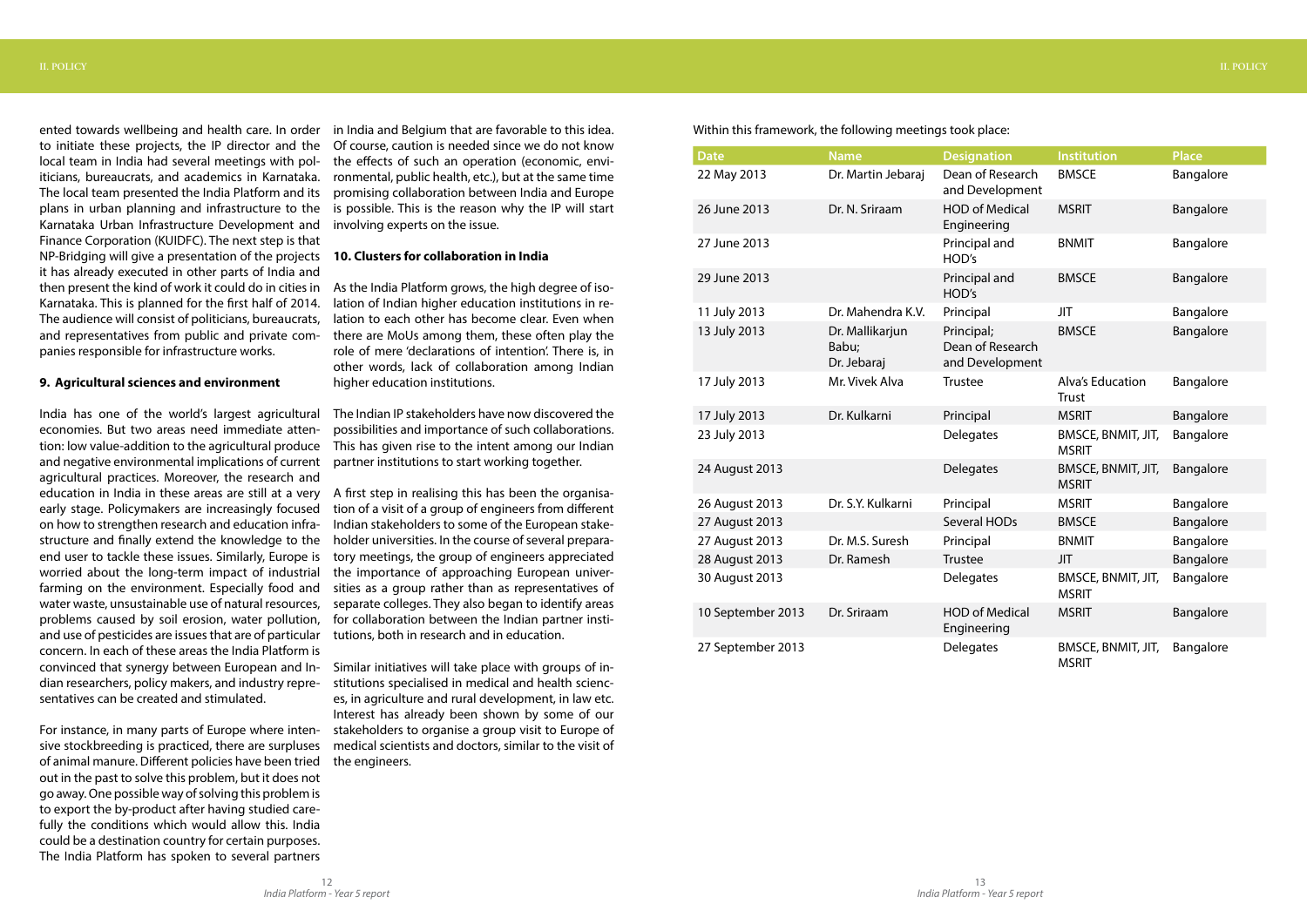ented towards wellbeing and health care. In order to initiate these projects, the IP director and the local team in India had several meetings with politicians, bureaucrats, and academics in Karnataka. The local team presented the India Platform and its plans in urban planning and infrastructure to the Karnataka Urban Infrastructure Development and Finance Corporation (KUIDFC). The next step is that NP-Bridging will give a presentation of the projects it has already executed in other parts of India and then present the kind of work it could do in cities in Karnataka. This is planned for the first half of 2014. The audience will consist of politicians, bureaucrats, and representatives from public and private companies responsible for infrastructure works.

**9. Agricultural sciences and environment**

India has one of the world's largest agricultural economies. But two areas need immediate attention: low value-addition to the agricultural produce and negative environmental implications of current agricultural practices. Moreover, the research and education in India in these areas are still at a very early stage. Policymakers are increasingly focused on how to strengthen research and education infrastructure and finally extend the knowledge to the end user to tackle these issues. Similarly, Europe is worried about the long-term impact of industrial farming on the environment. Especially food and water waste, unsustainable use of natural resources, problems caused by soil erosion, water pollution, and use of pesticides are issues that are of particular concern. In each of these areas the India Platform is convinced that synergy between European and Indian researchers, policy makers, and industry representatives can be created and stimulated.

For instance, in many parts of Europe where intensive stockbreeding is practiced, there are surpluses of animal manure. Different policies have been tried out in the past to solve this problem, but it does not go away. One possible way of solving this problem is to export the by-product after having studied carefully the conditions which would allow this. India could be a destination country for certain purposes. The India Platform has spoken to several partners in India and Belgium that are favorable to this idea. Of course, caution is needed since we do not know the effects of such an operation (economic, environmental, public health, etc.), but at the same time promising collaboration between India and Europe is possible. This is the reason why the IP will start involving experts on the issue.

**10. Clusters for collaboration in India**

As the India Platform grows, the high degree of isolation of Indian higher education institutions in relation to each other has become clear. Even when there are MoUs among them, these often play the role of mere 'declarations of intention'. There is, in other words, lack of collaboration among Indian higher education institutions.

The Indian IP stakeholders have now discovered the possibilities and importance of such collaborations. This has given rise to the intent among our Indian partner institutions to start working together.

A first step in realising this has been the organisation of a visit of a group of engineers from different Indian stakeholders to some of the European stakeholder universities. In the course of several preparatory meetings, the group of engineers appreciated the importance of approaching European universities as a group rather than as representatives of separate colleges. They also began to identify areas for collaboration between the Indian partner institutions, both in research and in education.

Similar initiatives will take place with groups of institutions specialised in medical and health sciences, in agriculture and rural development, in law etc. Interest has already been shown by some of our stakeholders to organise a group visit to Europe of medical scientists and doctors, similar to the visit of the engineers.

Within this framework, the following meetings took place:

| Date | Name | Designation | Institution | Place |
|---|---|---|---|---|
| 22 May 2013 | Dr. Martin Jebaraj | Dean of Research and Development | BMSCE | Bangalore |
| 26 June 2013 | Dr. N. Sriraam | HOD of Medical Engineering | MSRIT | Bangalore |
| 27 June 2013 | | Principal and HOD's | BNMIT | Bangalore |
| 29 June 2013 | | Principal and HOD's | BMSCE | Bangalore |
| 11 July 2013 | Dr. Mahendra K.V. | Principal | JIT | Bangalore |
| 13 July 2013 | Dr. Mallikarjun Babu; Dr. Jebaraj | Principal; Dean of Research and Development | BMSCE | Bangalore |
| 17 July 2013 | Mr. Vivek Alva | Trustee | Alva's Education Trust | Bangalore |
| 17 July 2013 | Dr. Kulkarni | Principal | MSRIT | Bangalore |
| 23 July 2013 | | Delegates | BMSCE, BNMIT, JIT, MSRIT | Bangalore |
| 24 August 2013 | | Delegates | BMSCE, BNMIT, JIT, MSRIT | Bangalore |
| 26 August 2013 | Dr. S.Y. Kulkarni | Principal | MSRIT | Bangalore |
| 27 August 2013 | | Several HODs | BMSCE | Bangalore |
| 27 August 2013 | Dr. M.S. Suresh | Principal | BNMIT | Bangalore |
| 28 August 2013 | Dr. Ramesh | Trustee | JIT | Bangalore |
| 30 August 2013 | | Delegates | BMSCE, BNMIT, JIT, MSRIT | Bangalore |
| 10 September 2013 | Dr. Sriraam | HOD of Medical Engineering | MSRIT | Bangalore |
| 27 September 2013 | | Delegates | BMSCE, BNMIT, JIT, MSRIT | Bangalore |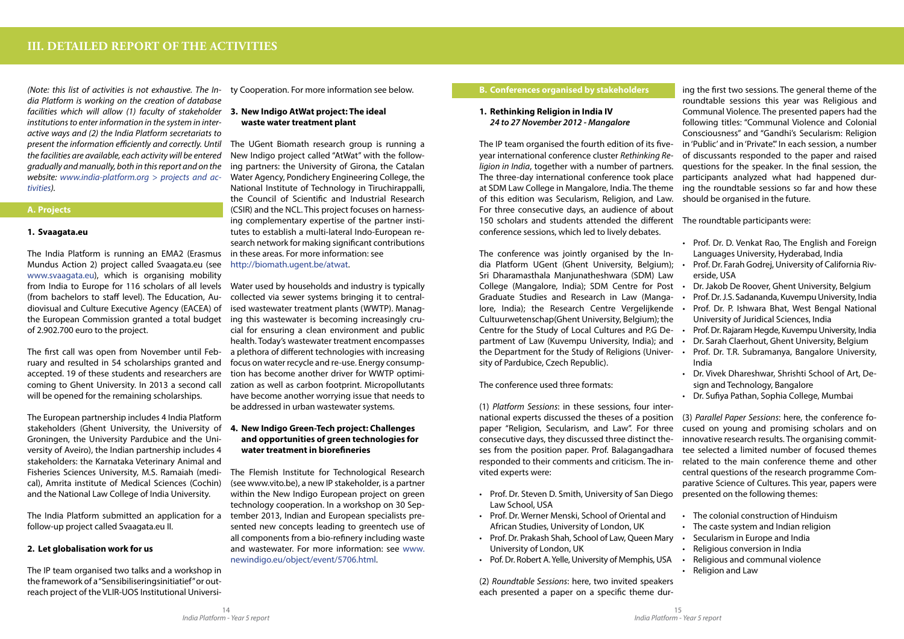# III. DETAILED REPORT OF THE ACTIVITIES

*(Note: this list of activities is not exhaustive. The India Platform is working on the creation of database facilities which will allow (1) faculty of stakeholder institutions to enter information in the system in interactive ways and (2) the India Platform secretariats to present the information efficiently and correctly. Until the facilities are available, each activity will be entered gradually and manually, both in this report and on the website: www.india-platform.org > projects and activities).*

## A. Projects

### 1. Svaagata.eu

The India Platform is running an EMA2 (Erasmus Mundus Action 2) project called Svaagata.eu (see www.svaagata.eu), which is organising mobility from India to Europe for 116 scholars of all levels (from bachelors to staff level). The Education, Audiovisual and Culture Executive Agency (EACEA) of the European Commission granted a total budget of 2.902.700 euro to the project.

The first call was open from November until February and resulted in 54 scholarships granted and accepted. 19 of these students and researchers are coming to Ghent University. In 2013 a second call will be opened for the remaining scholarships.

The European partnership includes 4 India Platform stakeholders (Ghent University, the University of Groningen, the University Pardubice and the University of Aveiro), the Indian partnership includes 4 stakeholders: the Karnataka Veterinary Animal and Fisheries Sciences University, M.S. Ramaiah (medical), Amrita institute of Medical Sciences (Cochin) and the National Law College of India University.

The India Platform submitted an application for a follow-up project called Svaagata.eu II.

### 2. Let globalisation work for us

The IP team organised two talks and a workshop in the framework of a "Sensibiliseringsinitiatief" or outreach project of the VLIR-UOS Institutional University Cooperation. For more information see below.

### 3. New Indigo AtWat project: The ideal waste water treatment plant

The UGent Biomath research group is running a New Indigo project called "AtWat" with the following partners: the University of Girona, the Catalan Water Agency, Pondichery Engineering College, the National Institute of Technology in Tiruchirappalli, the Council of Scientific and Industrial Research (CSIR) and the NCL. This project focuses on harnessing complementary expertise of the partner institutes to establish a multi-lateral Indo-European research network for making significant contributions in these areas. For more information: see http://biomath.ugent.be/atwat.

Water used by households and industry is typically collected via sewer systems bringing it to centralised wastewater treatment plants (WWTP). Managing this wastewater is becoming increasingly crucial for ensuring a clean environment and public health. Today's wastewater treatment encompasses a plethora of different technologies with increasing focus on water recycle and re-use. Energy consumption has become another driver for WWTP optimization as well as carbon footprint. Micropollutants have become another worrying issue that needs to be addressed in urban wastewater systems.

### 4. New Indigo Green-Tech project: Challenges and opportunities of green technologies for water treatment in biorefineries

The Flemish Institute for Technological Research (see www.vito.be), a new IP stakeholder, is a partner within the New Indigo European project on green technology cooperation. In a workshop on 30 September 2013, Indian and European specialists presented new concepts leading to greentech use of all components from a bio-refinery including waste and wastewater. For more information: see www.newindigo.eu/object/event/5706.html.

## B. Conferences organised by stakeholders

### 1. Rethinking Religion in India IV
*24 to 27 November 2012 - Mangalore*

The IP team organised the fourth edition of its five-year international conference cluster *Rethinking Religion in India*, together with a number of partners. The three-day international conference took place at SDM Law College in Mangalore, India. The theme of this edition was Secularism, Religion, and Law. For three consecutive days, an audience of about 150 scholars and students attended the different conference sessions, which led to lively debates.

The conference was jointly organised by the India Platform UGent (Ghent University, Belgium); Sri Dharamasthala Manjunatheshwara (SDM) Law College (Mangalore, India); SDM Centre for Post Graduate Studies and Research in Law (Mangalore, India); the Research Centre Vergelijkende Cultuurwetenschap(Ghent University, Belgium); the Centre for the Study of Local Cultures and P.G Department of Law (Kuvempu University, India); and the Department for the Study of Religions (University of Pardubice, Czech Republic).

The conference used three formats:

(1) *Platform Sessions*: in these sessions, four international experts discussed the theses of a position paper "Religion, Secularism, and Law". For three consecutive days, they discussed three distinct theses from the position paper. Prof. Balagangadhara responded to their comments and criticism. The invited experts were:

- Prof. Dr. Steven D. Smith, University of San Diego Law School, USA
- Prof. Dr. Werner Menski, School of Oriental and African Studies, University of London, UK
- Prof. Dr. Prakash Shah, School of Law, Queen Mary University of London, UK
- Pof. Dr. Robert A. Yelle, University of Memphis, USA

(2) *Roundtable Sessions*: here, two invited speakers each presented a paper on a specific theme during the first two sessions. The general theme of the roundtable sessions this year was Religious and Communal Violence. The presented papers had the following titles: "Communal Violence and Colonial Consciousness" and "Gandhi's Secularism: Religion in 'Public' and in 'Private'." In each session, a number of discussants responded to the paper and raised questions for the speaker. In the final session, the participants analyzed what had happened during the roundtable sessions so far and how these should be organised in the future.

The roundtable participants were:

- Prof. Dr. D. Venkat Rao, The English and Foreign Languages University, Hyderabad, India
- Prof. Dr. Farah Godrej, University of California Riverside, USA
- Dr. Jakob De Roover, Ghent University, Belgium
- Prof. Dr. J.S. Sadananda, Kuvempu University, India
- Prof. Dr. P. Ishwara Bhat, West Bengal National University of Juridical Sciences, India
- Prof. Dr. Rajaram Hegde, Kuvempu University, India
- Dr. Sarah Claerhout, Ghent University, Belgium
- Prof. Dr. T.R. Subramanya, Bangalore University, India
- Dr. Vivek Dhareshwar, Shrishti School of Art, Design and Technology, Bangalore
- Dr. Sufiya Pathan, Sophia College, Mumbai

(3) *Parallel Paper Sessions*: here, the conference focused on young and promising scholars and on innovative research results. The organising committee selected a limited number of focused themes related to the main conference theme and other central questions of the research programme Comparative Science of Cultures. This year, papers were presented on the following themes:

- The colonial construction of Hinduism
- The caste system and Indian religion
- Secularism in Europe and India
- Religious conversion in India
- Religious and communal violence
- Religion and Law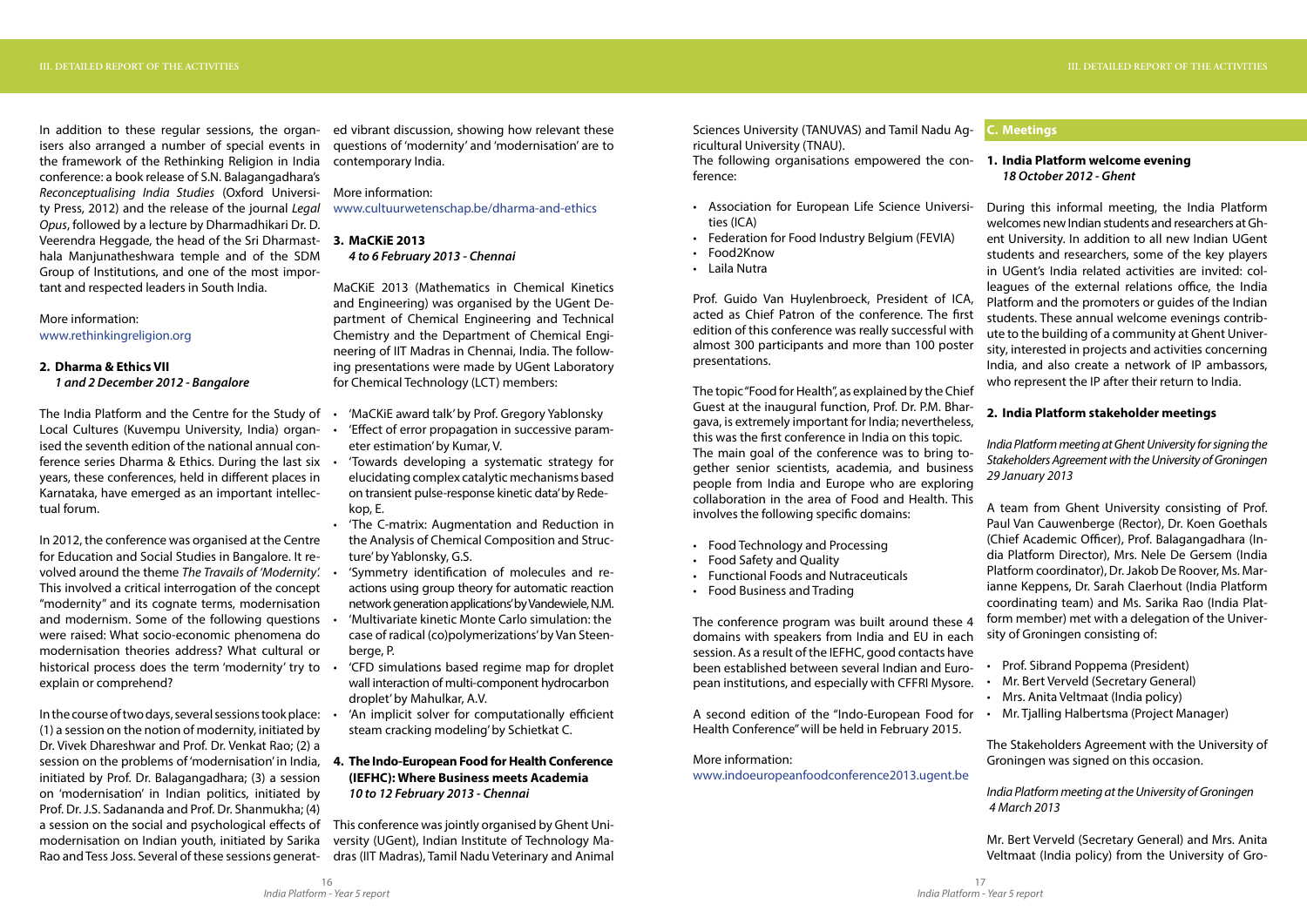In addition to these regular sessions, the organisers also arranged a number of special events in the framework of the Rethinking Religion in India conference: a book release of S.N. Balagangadhara's *Reconceptualising India Studies* (Oxford University Press, 2012) and the release of the journal *Legal Opus*, followed by a lecture by Dharmadhikari Dr. D. Veerendra Heggade, the head of the Sri Dharmasthala Manjunatheshwara temple and of the SDM Group of Institutions, and one of the most important and respected leaders in South India.

More information:
www.rethinkingreligion.org

### 2. Dharma & Ethics VII
***1 and 2 December 2012 - Bangalore***

The India Platform and the Centre for the Study of Local Cultures (Kuvempu University, India) organised the seventh edition of the national annual conference series Dharma & Ethics. During the last six years, these conferences, held in different places in Karnataka, have emerged as an important intellectual forum.

In 2012, the conference was organised at the Centre for Education and Social Studies in Bangalore. It revolved around the theme *The Travails of 'Modernity'.* This involved a critical interrogation of the concept "modernity" and its cognate terms, modernisation and modernism. Some of the following questions were raised: What socio-economic phenomena do modernisation theories address? What cultural or historical process does the term 'modernity' try to explain or comprehend?

In the course of two days, several sessions took place: (1) a session on the notion of modernity, initiated by Dr. Vivek Dhareshwar and Prof. Dr. Venkat Rao; (2) a session on the problems of 'modernisation' in India, initiated by Prof. Dr. Balagangadhara; (3) a session on 'modernisation' in Indian politics, initiated by Prof. Dr. J.S. Sadananda and Prof. Dr. Shanmukha; (4) a session on the social and psychological effects of modernisation on Indian youth, initiated by Sarika Rao and Tess Joss. Several of these sessions generated vibrant discussion, showing how relevant these questions of 'modernity' and 'modernisation' are to contemporary India.

More information:
www.cultuurwetenschap.be/dharma-and-ethics

### 3. MaCKiE 2013
***4 to 6 February 2013 - Chennai***

MaCKiE 2013 (Mathematics in Chemical Kinetics and Engineering) was organised by the UGent Department of Chemical Engineering and Technical Chemistry and the Department of Chemical Engineering of IIT Madras in Chennai, India. The following presentations were made by UGent Laboratory for Chemical Technology (LCT) members:

- 'MaCKiE award talk' by Prof. Gregory Yablonsky
- 'Effect of error propagation in successive parameter estimation' by Kumar, V.
- 'Towards developing a systematic strategy for elucidating complex catalytic mechanisms based on transient pulse-response kinetic data' by Redekop, E.
- 'The C-matrix: Augmentation and Reduction in the Analysis of Chemical Composition and Structure' by Yablonsky, G.S.
- 'Symmetry identification of molecules and reactions using group theory for automatic reaction network generation applications' by Vandewiele, N.M.
- 'Multivariate kinetic Monte Carlo simulation: the case of radical (co)polymerizations' by Van Steenberge, P.
- 'CFD simulations based regime map for droplet wall interaction of multi-component hydrocarbon droplet' by Mahulkar, A.V.
- 'An implicit solver for computationally efficient steam cracking modeling' by Schietkat C.

### 4. The Indo-European Food for Health Conference (IEFHC): Where Business meets Academia
***10 to 12 February 2013 - Chennai***

This conference was jointly organised by Ghent University (UGent), Indian Institute of Technology Madras (IIT Madras), Tamil Nadu Veterinary and Animal Sciences University (TANUVAS) and Tamil Nadu Agricultural University (TNAU).
The following organisations empowered the conference:

- Association for European Life Science Universities (ICA)
- Federation for Food Industry Belgium (FEVIA)
- Food2Know
- Laila Nutra

Prof. Guido Van Huylenbroeck, President of ICA, acted as Chief Patron of the conference. The first edition of this conference was really successful with almost 300 participants and more than 100 poster presentations.

The topic "Food for Health", as explained by the Chief Guest at the inaugural function, Prof. Dr. P.M. Bhargava, is extremely important for India; nevertheless, this was the first conference in India on this topic. The main goal of the conference was to bring together senior scientists, academia, and business people from India and Europe who are exploring collaboration in the area of Food and Health. This involves the following specific domains:

- Food Technology and Processing
- Food Safety and Quality
- Functional Foods and Nutraceuticals
- Food Business and Trading

The conference program was built around these 4 domains with speakers from India and EU in each session. As a result of the IEFHC, good contacts have been established between several Indian and European institutions, and especially with CFFRI Mysore.

A second edition of the "Indo-European Food for Health Conference" will be held in February 2015.

More information:
www.indoeuropeanfoodconference2013.ugent.be

## C. Meetings

### 1. India Platform welcome evening
***18 October 2012 - Ghent***

During this informal meeting, the India Platform welcomes new Indian students and researchers at Ghent University. In addition to all new Indian UGent students and researchers, some of the key players in UGent's India related activities are invited: colleagues of the external relations office, the India Platform and the promoters or guides of the Indian students. These annual welcome evenings contribute to the building of a community at Ghent University, interested in projects and activities concerning India, and also create a network of IP ambassadors, who represent the IP after their return to India.

### 2. India Platform stakeholder meetings

*India Platform meeting at Ghent University for signing the Stakeholders Agreement with the University of Groningen 29 January 2013*

A team from Ghent University consisting of Prof. Paul Van Cauwenberge (Rector), Dr. Koen Goethals (Chief Academic Officer), Prof. Balagangadhara (India Platform Director), Mrs. Nele De Gersem (India Platform coordinator), Dr. Jakob De Roover, Ms. Marianne Keppens, Dr. Sarah Claerhout (India Platform coordinating team) and Ms. Sarika Rao (India Platform member) met with a delegation of the University of Groningen consisting of:

- Prof. Sibrand Poppema (President)
- Mr. Bert Verveld (Secretary General)
- Mrs. Anita Veltmaat (India policy)
- Mr. Tjalling Halbertsma (Project Manager)

The Stakeholders Agreement with the University of Groningen was signed on this occasion.

*India Platform meeting at the University of Groningen 4 March 2013*

Mr. Bert Verveld (Secretary General) and Mrs. Anita Veltmaat (India policy) from the University of Gro-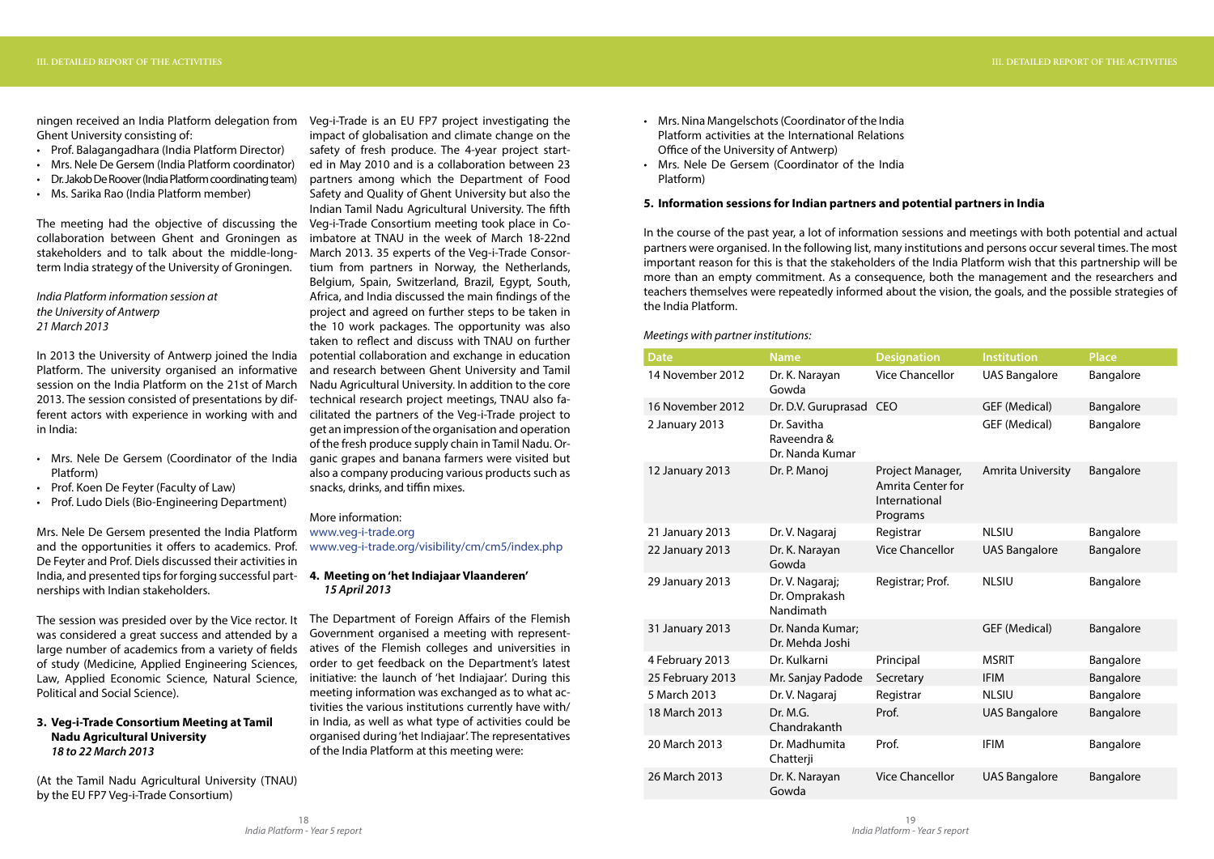ningen received an India Platform delegation from Ghent University consisting of:

- Prof. Balagangadhara (India Platform Director)
- Mrs. Nele De Gersem (India Platform coordinator)
- Dr. Jakob De Roover (India Platform coordinating team)
- Ms. Sarika Rao (India Platform member)

The meeting had the objective of discussing the collaboration between Ghent and Groningen as stakeholders and to talk about the middle-long-term India strategy of the University of Groningen.

*India Platform information session at the University of Antwerp 21 March 2013*

In 2013 the University of Antwerp joined the India Platform. The university organised an informative session on the India Platform on the 21st of March 2013. The session consisted of presentations by different actors with experience in working with and in India:

- Mrs. Nele De Gersem (Coordinator of the India Platform)
- Prof. Koen De Feyter (Faculty of Law)
- Prof. Ludo Diels (Bio-Engineering Department)

Mrs. Nele De Gersem presented the India Platform and the opportunities it offers to academics. Prof. De Feyter and Prof. Diels discussed their activities in India, and presented tips for forging successful partnerships with Indian stakeholders.

The session was presided over by the Vice rector. It was considered a great success and attended by a large number of academics from a variety of fields of study (Medicine, Applied Engineering Sciences, Law, Applied Economic Science, Natural Science, Political and Social Science).

### 3. Veg-i-Trade Consortium Meeting at Tamil Nadu Agricultural University *18 to 22 March 2013*

(At the Tamil Nadu Agricultural University (TNAU) by the EU FP7 Veg-i-Trade Consortium)

Veg-i-Trade is an EU FP7 project investigating the impact of globalisation and climate change on the safety of fresh produce. The 4-year project started in May 2010 and is a collaboration between 23 partners among which the Department of Food Safety and Quality of Ghent University but also the Indian Tamil Nadu Agricultural University. The fifth Veg-i-Trade Consortium meeting took place in Coimbatore at TNAU in the week of March 18-22nd March 2013. 35 experts of the Veg-i-Trade Consortium from partners in Norway, the Netherlands, Belgium, Spain, Switzerland, Brazil, Egypt, South, Africa, and India discussed the main findings of the project and agreed on further steps to be taken in the 10 work packages. The opportunity was also taken to reflect and discuss with TNAU on further potential collaboration and exchange in education and research between Ghent University and Tamil Nadu Agricultural University. In addition to the core technical research project meetings, TNAU also facilitated the partners of the Veg-i-Trade project to get an impression of the organisation and operation of the fresh produce supply chain in Tamil Nadu. Organic grapes and banana farmers were visited but also a company producing various products such as snacks, drinks, and tiffin mixes.

More information:
www.veg-i-trade.org
www.veg-i-trade.org/visibility/cm/cm5/index.php

### 4. Meeting on 'het Indiajaar Vlaanderen' *15 April 2013*

The Department of Foreign Affairs of the Flemish Government organised a meeting with representatives of the Flemish colleges and universities in order to get feedback on the Department's latest initiative: the launch of 'het Indiajaar'. During this meeting information was exchanged as to what activities the various institutions currently have with/in India, as well as what type of activities could be organised during 'het Indiajaar'. The representatives of the India Platform at this meeting were:

- Mrs. Nina Mangelschots (Coordinator of the India Platform activities at the International Relations Office of the University of Antwerp)
- Mrs. Nele De Gersem (Coordinator of the India Platform)

### 5. Information sessions for Indian partners and potential partners in India

In the course of the past year, a lot of information sessions and meetings with both potential and actual partners were organised. In the following list, many institutions and persons occur several times. The most important reason for this is that the stakeholders of the India Platform wish that this partnership will be more than an empty commitment. As a consequence, both the management and the researchers and teachers themselves were repeatedly informed about the vision, the goals, and the possible strategies of the India Platform.

*Meetings with partner institutions:*

| Date | Name | Designation | Institution | Place |
|---|---|---|---|---|
| 14 November 2012 | Dr. K. Narayan Gowda | Vice Chancellor | UAS Bangalore | Bangalore |
| 16 November 2012 | Dr. D.V. Guruprasad | CEO | GEF (Medical) | Bangalore |
| 2 January 2013 | Dr. Savitha Raveendra & Dr. Nanda Kumar | | GEF (Medical) | Bangalore |
| 12 January 2013 | Dr. P. Manoj | Project Manager, Amrita Center for International Programs | Amrita University | Bangalore |
| 21 January 2013 | Dr. V. Nagaraj | Registrar | NLSIU | Bangalore |
| 22 January 2013 | Dr. K. Narayan Gowda | Vice Chancellor | UAS Bangalore | Bangalore |
| 29 January 2013 | Dr. V. Nagaraj; Dr. Omprakash Nandimath | Registrar; Prof. | NLSIU | Bangalore |
| 31 January 2013 | Dr. Nanda Kumar; Dr. Mehda Joshi | | GEF (Medical) | Bangalore |
| 4 February 2013 | Dr. Kulkarni | Principal | MSRIT | Bangalore |
| 25 February 2013 | Mr. Sanjay Padode | Secretary | IFIM | Bangalore |
| 5 March 2013 | Dr. V. Nagaraj | Registrar | NLSIU | Bangalore |
| 18 March 2013 | Dr. M.G. Chandrakanth | Prof. | UAS Bangalore | Bangalore |
| 20 March 2013 | Dr. Madhumita Chatterji | Prof. | IFIM | Bangalore |
| 26 March 2013 | Dr. K. Narayan Gowda | Vice Chancellor | UAS Bangalore | Bangalore |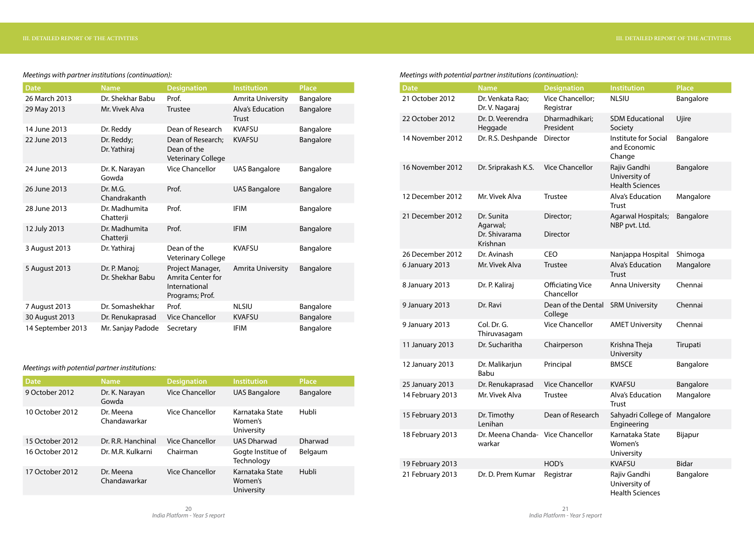*Meetings with partner institutions (continuation):*

| Date | Name | Designation | Institution | Place |
|---|---|---|---|---|
| 26 March 2013 | Dr. Shekhar Babu | Prof. | Amrita University | Bangalore |
| 29 May 2013 | Mr. Vivek Alva | Trustee | Alva's Education Trust | Bangalore |
| 14 June 2013 | Dr. Reddy | Dean of Research | KVAFSU | Bangalore |
| 22 June 2013 | Dr. Reddy; Dr. Yathiraj | Dean of Research; Dean of the Veterinary College | KVAFSU | Bangalore |
| 24 June 2013 | Dr. K. Narayan Gowda | Vice Chancellor | UAS Bangalore | Bangalore |
| 26 June 2013 | Dr. M.G. Chandrakanth | Prof. | UAS Bangalore | Bangalore |
| 28 June 2013 | Dr. Madhumita Chatterji | Prof. | IFIM | Bangalore |
| 12 July 2013 | Dr. Madhumita Chatterji | Prof. | IFIM | Bangalore |
| 3 August 2013 | Dr. Yathiraj | Dean of the Veterinary College | KVAFSU | Bangalore |
| 5 August 2013 | Dr. P. Manoj; Dr. Shekhar Babu | Project Manager, Amrita Center for International Programs; Prof. | Amrita University | Bangalore |
| 7 August 2013 | Dr. Somashekhar | Prof. | NLSIU | Bangalore |
| 30 August 2013 | Dr. Renukaprasad | Vice Chancellor | KVAFSU | Bangalore |
| 14 September 2013 | Mr. Sanjay Padode | Secretary | IFIM | Bangalore |

*Meetings with potential partner institutions:*

| Date | Name | Designation | Institution | Place |
|---|---|---|---|---|
| 9 October 2012 | Dr. K. Narayan Gowda | Vice Chancellor | UAS Bangalore | Bangalore |
| 10 October 2012 | Dr. Meena Chandawarkar | Vice Chancellor | Karnataka State Women's University | Hubli |
| 15 October 2012 | Dr. R.R. Hanchinal | Vice Chancellor | UAS Dharwad | Dharwad |
| 16 October 2012 | Dr. M.R. Kulkarni | Chairman | Gogte Institue of Technology | Belgaum |
| 17 October 2012 | Dr. Meena Chandawarkar | Vice Chancellor | Karnataka State Women's University | Hubli |

*Meetings with potential partner institutions (continuation):*

| Date | Name | Designation | Institution | Place |
|---|---|---|---|---|
| 21 October 2012 | Dr. Venkata Rao; Dr. V. Nagaraj | Vice Chancellor; Registrar | NLSIU | Bangalore |
| 22 October 2012 | Dr. D. Veerendra Heggade | Dharmadhikari; President | SDM Educational Society | Ujire |
| 14 November 2012 | Dr. R.S. Deshpande | Director | Institute for Social and Economic Change | Bangalore |
| 16 November 2012 | Dr. Sriprakash K.S. | Vice Chancellor | Rajiv Gandhi University of Health Sciences | Bangalore |
| 12 December 2012 | Mr. Vivek Alva | Trustee | Alva's Education Trust | Mangalore |
| 21 December 2012 | Dr. Sunita Agarwal; Dr. Shivarama Krishnan | Director; Director | Agarwal Hospitals; NBP pvt. Ltd. | Bangalore |
| 26 December 2012 | Dr. Avinash | CEO | Nanjappa Hospital | Shimoga |
| 6 January 2013 | Mr. Vivek Alva | Trustee | Alva's Education Trust | Mangalore |
| 8 January 2013 | Dr. P. Kaliraj | Officiating Vice Chancellor | Anna University | Chennai |
| 9 January 2013 | Dr. Ravi | Dean of the Dental College | SRM University | Chennai |
| 9 January 2013 | Col. Dr. G. Thiruvasagam | Vice Chancellor | AMET University | Chennai |
| 11 January 2013 | Dr. Sucharitha | Chairperson | Krishna Theja University | Tirupati |
| 12 January 2013 | Dr. Malikarjun Babu | Principal | BMSCE | Bangalore |
| 25 January 2013 | Dr. Renukaprasad | Vice Chancellor | KVAFSU | Bangalore |
| 14 February 2013 | Mr. Vivek Alva | Trustee | Alva's Education Trust | Mangalore |
| 15 February 2013 | Dr. Timothy Lenihan | Dean of Research | Sahyadri College of Engineering | Mangalore |
| 18 February 2013 | Dr. Meena Chanda-warkar | Vice Chancellor | Karnataka State Women's University | Bijapur |
| 19 February 2013 | | HOD's | KVAFSU | Bidar |
| 21 February 2013 | Dr. D. Prem Kumar | Registrar | Rajiv Gandhi University of Health Sciences | Bangalore |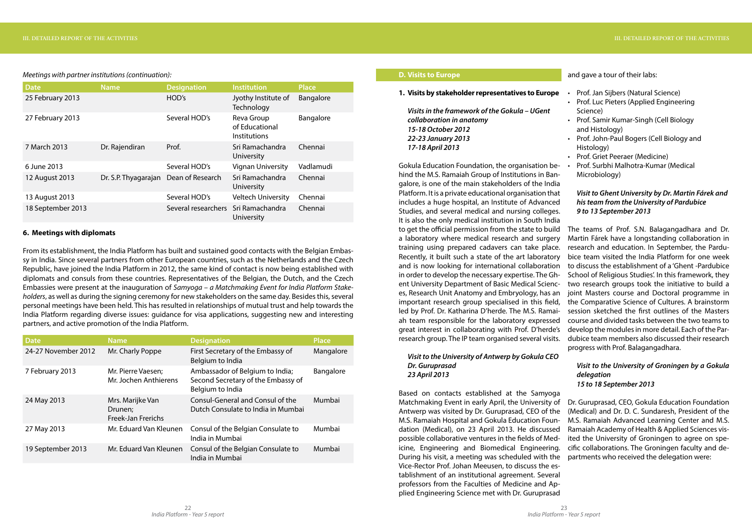*Meetings with partner institutions (continuation):*

| Date | Name | Designation | Institution | Place |
|---|---|---|---|---|
| 25 February 2013 | | HOD's | Jyothy Institute of Technology | Bangalore |
| 27 February 2013 | | Several HOD's | Reva Group of Educational Institutions | Bangalore |
| 7 March 2013 | Dr. Rajendiran | Prof. | Sri Ramachandra University | Chennai |
| 6 June 2013 | | Several HOD's | Vignan University | Vadlamudi |
| 12 August 2013 | Dr. S.P. Thyagarajan | Dean of Research | Sri Ramachandra University | Chennai |
| 13 August 2013 | | Several HOD's | Veltech University | Chennai |
| 18 September 2013 | | Several researchers | Sri Ramachandra University | Chennai |

**6. Meetings with diplomats**

From its establishment, the India Platform has built and sustained good contacts with the Belgian Embassy in India. Since several partners from other European countries, such as the Netherlands and the Czech Republic, have joined the India Platform in 2012, the same kind of contact is now being established with diplomats and consuls from these countries. Representatives of the Belgian, the Dutch, and the Czech Embassies were present at the inauguration of *Samyoga – a Matchmaking Event for India Platform Stakeholders*, as well as during the signing ceremony for new stakeholders on the same day. Besides this, several personal meetings have been held. This has resulted in relationships of mutual trust and help towards the India Platform regarding diverse issues: guidance for visa applications, suggesting new and interesting partners, and active promotion of the India Platform.

| Date | Name | Designation | Place |
|---|---|---|---|
| 24-27 November 2012 | Mr. Charly Poppe | First Secretary of the Embassy of Belgium to India | Mangalore |
| 7 February 2013 | Mr. Pierre Vaesen; Mr. Jochen Anthierens | Ambassador of Belgium to India; Second Secretary of the Embassy of Belgium to India | Bangalore |
| 24 May 2013 | Mrs. Marijke Van Drunen; Freek-Jan Frerichs | Consul-General and Consul of the Dutch Consulate to India in Mumbai | Mumbai |
| 27 May 2013 | Mr. Eduard Van Kleunen | Consul of the Belgian Consulate to India in Mumbai | Mumbai |
| 19 September 2013 | Mr. Eduard Van Kleunen | Consul of the Belgian Consulate to India in Mumbai | Mumbai |

## D. Visits to Europe

**1. Visits by stakeholder representatives to Europe**

***Visits in the framework of the Gokula – UGent collaboration in anatomy***
***15-18 October 2012***
***22-23 January 2013***
***17-18 April 2013***

Gokula Education Foundation, the organisation behind the M.S. Ramaiah Group of Institutions in Bangalore, is one of the main stakeholders of the India Platform. It is a private educational organisation that includes a huge hospital, an Institute of Advanced Studies, and several medical and nursing colleges. It is also the only medical institution in South India to get the official permission from the state to build a laboratory where medical research and surgery training using prepared cadavers can take place. Recently, it built such a state of the art laboratory and is now looking for international collaboration in order to develop the necessary expertise. The Ghent University Department of Basic Medical Sciences, Research Unit Anatomy and Embryology, has an important research group specialised in this field, led by Prof. Dr. Katharina D'herde. The M.S. Ramaiah team responsible for the laboratory expressed great interest in collaborating with Prof. D'herde's research group. The IP team organised several visits.

***Visit to the University of Antwerp by Gokula CEO Dr. Guruprasad***
***23 April 2013***

Based on contacts established at the Samyoga Matchmaking Event in early April, the University of Antwerp was visited by Dr. Guruprasad, CEO of the M.S. Ramaiah Hospital and Gokula Education Foundation (Medical), on 23 April 2013. He discussed possible collaborative ventures in the fields of Medicine, Engineering and Biomedical Engineering. During his visit, a meeting was scheduled with the Vice-Rector Prof. Johan Meeusen, to discuss the establishment of an institutional agreement. Several professors from the Faculties of Medicine and Applied Engineering Science met with Dr. Guruprasad and gave a tour of their labs:

- Prof. Jan Sijbers (Natural Science)
- Prof. Luc Pieters (Applied Engineering Science)
- Prof. Samir Kumar-Singh (Cell Biology and Histology)
- Prof. John-Paul Bogers (Cell Biology and Histology)
- Prof. Griet Peeraer (Medicine)
- Prof. Surbhi Malhotra-Kumar (Medical Microbiology)

***Visit to Ghent University by Dr. Martin Fárek and his team from the University of Pardubice***
***9 to 13 September 2013***

The teams of Prof. S.N. Balagangadhara and Dr. Martin Fárek have a longstanding collaboration in research and education. In September, the Pardubice team visited the India Platform for one week to discuss the establishment of a 'Ghent -Pardubice School of Religious Studies'. In this framework, they two research groups took the initiative to build a joint Masters course and Doctoral programme in the Comparative Science of Cultures. A brainstorm session sketched the first outlines of the Masters course and divided tasks between the two teams to develop the modules in more detail. Each of the Pardubice team members also discussed their research progress with Prof. Balagangadhara.

***Visit to the University of Groningen by a Gokula delegation***
***15 to 18 September 2013***

Dr. Guruprasad, CEO, Gokula Education Foundation (Medical) and Dr. D. C. Sundaresh, President of the M.S. Ramaiah Advanced Learning Center and M.S. Ramaiah Academy of Health & Applied Sciences visited the University of Groningen to agree on specific collaborations. The Groningen faculty and departments who received the delegation were: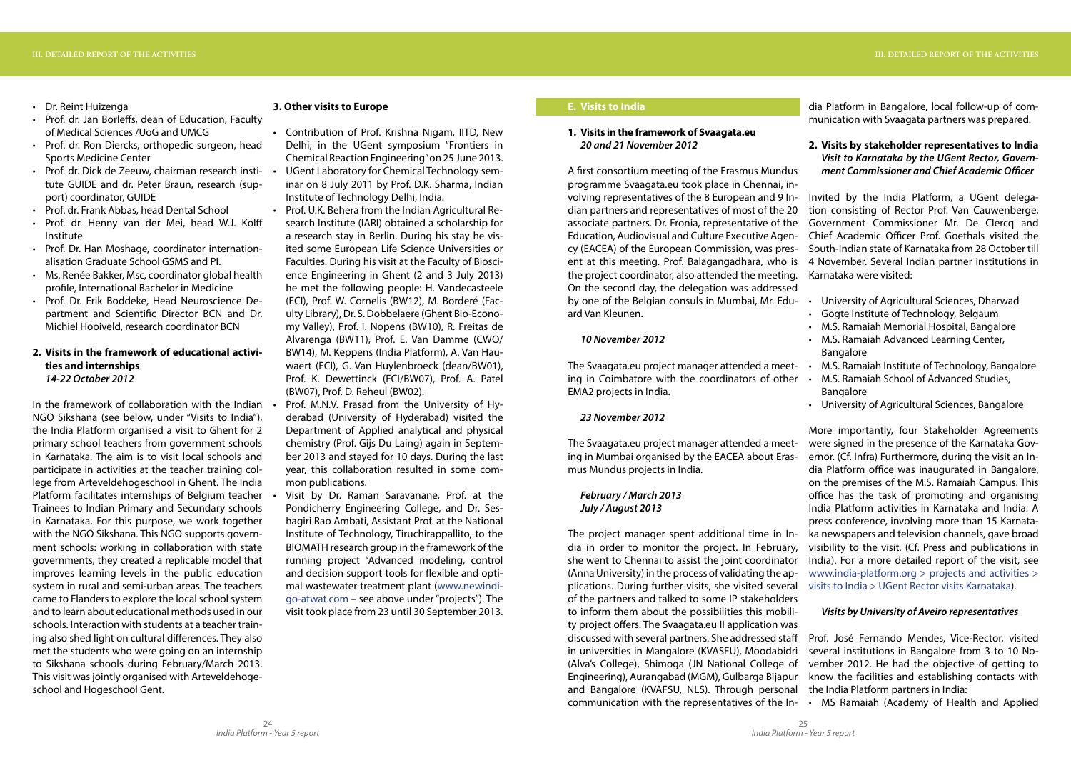- Dr. Reint Huizenga
- Prof. dr. Jan Borleffs, dean of Education, Faculty of Medical Sciences /UoG and UMCG
- Prof. dr. Ron Diercks, orthopedic surgeon, head Sports Medicine Center
- Prof. dr. Dick de Zeeuw, chairman research institute GUIDE and dr. Peter Braun, research (support) coordinator, GUIDE
- Prof. dr. Frank Abbas, head Dental School
- Prof. dr. Henny van der Mei, head W.J. Kolff Institute
- Prof. Dr. Han Moshage, coordinator internationalisation Graduate School GSMS and PI.
- Ms. Renée Bakker, Msc, coordinator global health profile, International Bachelor in Medicine
- Prof. Dr. Erik Boddeke, Head Neuroscience Department and Scientific Director BCN and Dr. Michiel Hooiveld, research coordinator BCN

### 2. Visits in the framework of educational activities and internships

***14-22 October 2012***

In the framework of collaboration with the Indian NGO Sikshana (see below, under "Visits to India"), the India Platform organised a visit to Ghent for 2 primary school teachers from government schools in Karnataka. The aim is to visit local schools and participate in activities at the teacher training college from Arteveldehogeschool in Ghent. The India Platform facilitates internships of Belgium teacher Trainees to Indian Primary and Secundary schools in Karnataka. For this purpose, we work together with the NGO Sikshana. This NGO supports government schools: working in collaboration with state governments, they created a replicable model that improves learning levels in the public education system in rural and semi-urban areas. The teachers came to Flanders to explore the local school system and to learn about educational methods used in our schools. Interaction with students at a teacher training also shed light on cultural differences. They also met the students who were going on an internship to Sikshana schools during February/March 2013. This visit was jointly organised with Arteveldehogeschool and Hogeschool Gent.

### 3. Other visits to Europe

- Contribution of Prof. Krishna Nigam, IITD, New Delhi, in the UGent symposium "Frontiers in Chemical Reaction Engineering" on 25 June 2013.
- UGent Laboratory for Chemical Technology seminar on 8 July 2011 by Prof. D.K. Sharma, Indian Institute of Technology Delhi, India.
- Prof. U.K. Behera from the Indian Agricultural Research Institute (IARI) obtained a scholarship for a research stay in Berlin. During his stay he visited some European Life Science Universities or Faculties. During his visit at the Faculty of Bioscience Engineering in Ghent (2 and 3 July 2013) he met the following people: H. Vandecasteele (FCI), Prof. W. Cornelis (BW12), M. Borderé (Faculty Library), Dr. S. Dobbelaere (Ghent Bio-Economy Valley), Prof. I. Nopens (BW10), R. Freitas de Alvarenga (BW11), Prof. E. Van Damme (CWO/BW14), M. Keppens (India Platform), A. Van Hauwaert (FCI), G. Van Huylenbroeck (dean/BW01), Prof. K. Dewettinck (FCI/BW07), Prof. A. Patel (BW07), Prof. D. Reheul (BW02).
- Prof. M.N.V. Prasad from the University of Hyderabad (University of Hyderabad) visited the Department of Applied analytical and physical chemistry (Prof. Gijs Du Laing) again in September 2013 and stayed for 10 days. During the last year, this collaboration resulted in some common publications.
- Visit by Dr. Raman Saravanane, Prof. at the Pondicherry Engineering College, and Dr. Seshagiri Rao Ambati, Assistant Prof. at the National Institute of Technology, Tiruchirappalli, to the BIOMATH research group in the framework of the running project "Advanced modeling, control and decision support tools for flexible and optimal wastewater treatment plant (www.newindigo-atwat.com – see above under "projects"). The visit took place from 23 until 30 September 2013.

## E. Visits to India

### 1. Visits in the framework of Svaagata.eu

***20 and 21 November 2012***

A first consortium meeting of the Erasmus Mundus programme Svaagata.eu took place in Chennai, involving representatives of the 8 European and 9 Indian partners and representatives of most of the 20 associate partners. Dr. Fronia, representative of the Education, Audiovisual and Culture Executive Agency (EACEA) of the European Commission, was present at this meeting. Prof. Balagangadhara, who is the project coordinator, also attended the meeting. On the second day, the delegation was addressed by one of the Belgian consuls in Mumbai, Mr. Eduard Van Kleunen.

***10 November 2012***

The Svaagata.eu project manager attended a meeting in Coimbatore with the coordinators of other EMA2 projects in India.

***23 November 2012***

The Svaagata.eu project manager attended a meeting in Mumbai organised by the EACEA about Erasmus Mundus projects in India.

***February / March 2013***
***July / August 2013***

The project manager spent additional time in India in order to monitor the project. In February, she went to Chennai to assist the joint coordinator (Anna University) in the process of validating the applications. During further visits, she visited several of the partners and talked to some IP stakeholders to inform them about the possibilities this mobility project offers. The Svaagata.eu II application was discussed with several partners. She addressed staff in universities in Mangalore (KVASFU), Moodabidri (Alva's College), Shimoga (JN National College of Engineering), Aurangabad (MGM), Gulbarga Bijapur and Bangalore (KVAFSU, NLS). Through personal communication with the representatives of the India Platform in Bangalore, local follow-up of communication with Svaagata partners was prepared.

### 2. Visits by stakeholder representatives to India

***Visit to Karnataka by the UGent Rector, Government Commissioner and Chief Academic Officer***

Invited by the India Platform, a UGent delegation consisting of Rector Prof. Van Cauwenberge, Government Commissioner Mr. De Clercq and Chief Academic Officer Prof. Goethals visited the South-Indian state of Karnataka from 28 October till 4 November. Several Indian partner institutions in Karnataka were visited:

- University of Agricultural Sciences, Dharwad
- Gogte Institute of Technology, Belgaum
- M.S. Ramaiah Memorial Hospital, Bangalore
- M.S. Ramaiah Advanced Learning Center, Bangalore
- M.S. Ramaiah Institute of Technology, Bangalore
- M.S. Ramaiah School of Advanced Studies, Bangalore
- University of Agricultural Sciences, Bangalore

More importantly, four Stakeholder Agreements were signed in the presence of the Karnataka Governor. (Cf. Infra) Furthermore, during the visit an India Platform office was inaugurated in Bangalore, on the premises of the M.S. Ramaiah Campus. This office has the task of promoting and organising India Platform activities in Karnataka and India. A press conference, involving more than 15 Karnataka newspapers and television channels, gave broad visibility to the visit. (Cf. Press and publications in India). For a more detailed report of the visit, see www.india-platform.org > projects and activities > visits to India > UGent Rector visits Karnataka).

***Visits by University of Aveiro representatives***

Prof. José Fernando Mendes, Vice-Rector, visited several institutions in Bangalore from 3 to 10 November 2012. He had the objective of getting to know the facilities and establishing contacts with the India Platform partners in India:

- MS Ramaiah (Academy of Health and Applied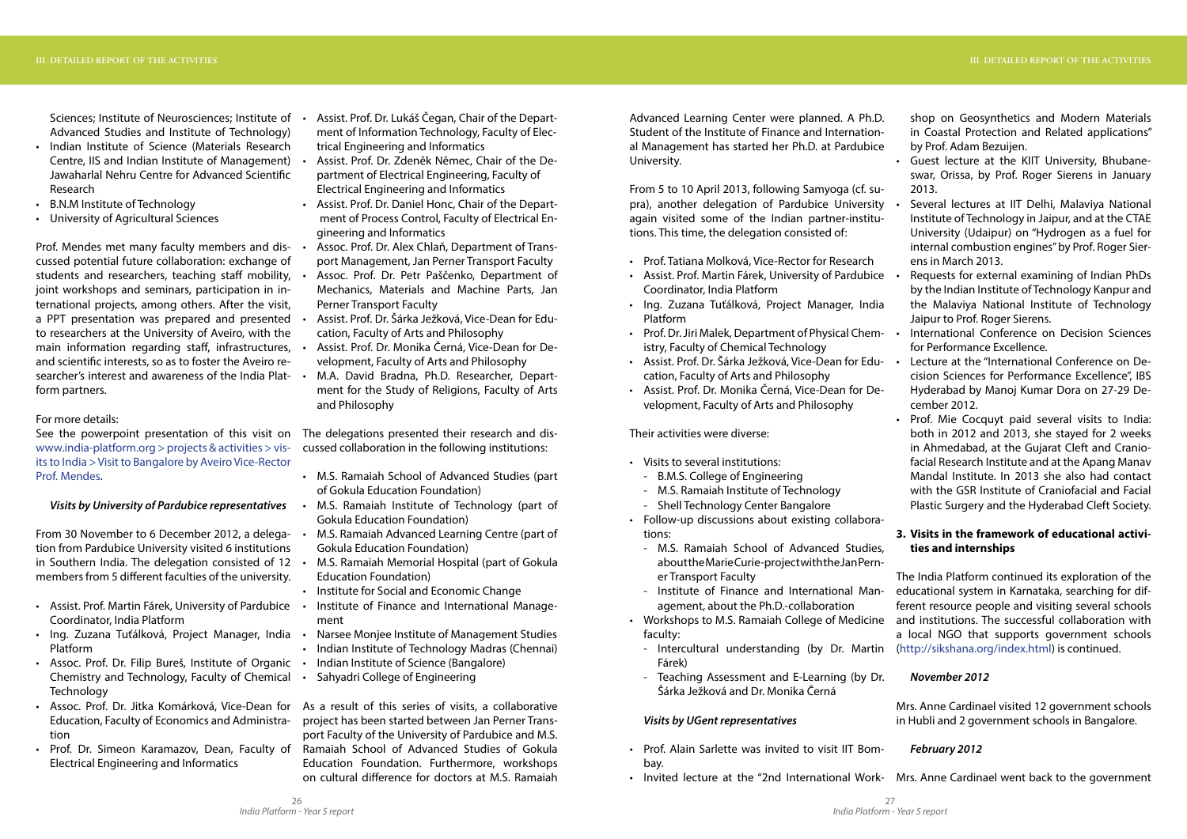Sciences; Institute of Neurosciences; Institute of Advanced Studies and Institute of Technology)

- Indian Institute of Science (Materials Research Centre, IIS and Indian Institute of Management) Jawaharlal Nehru Centre for Advanced Scientific Research
- B.N.M Institute of Technology
- University of Agricultural Sciences

Prof. Mendes met many faculty members and discussed potential future collaboration: exchange of students and researchers, teaching staff mobility, joint workshops and seminars, participation in international projects, among others. After the visit, a PPT presentation was prepared and presented to researchers at the University of Aveiro, with the main information regarding staff, infrastructures, and scientific interests, so as to foster the Aveiro researcher's interest and awareness of the India Platform partners.

For more details:
See the powerpoint presentation of this visit on www.india-platform.org > projects & activities > visits to India > Visit to Bangalore by Aveiro Vice-Rector Prof. Mendes.

***Visits by University of Pardubice representatives***

From 30 November to 6 December 2012, a delegation from Pardubice University visited 6 institutions in Southern India. The delegation consisted of 12 members from 5 different faculties of the university.

- Assist. Prof. Martin Fárek, University of Pardubice Coordinator, India Platform
- Ing. Zuzana Tuťálková, Project Manager, India Platform
- Assoc. Prof. Dr. Filip Bureš, Institute of Organic Chemistry and Technology, Faculty of Chemical Technology
- Assoc. Prof. Dr. Jitka Komárková, Vice-Dean for Education, Faculty of Economics and Administration
- Prof. Dr. Simeon Karamazov, Dean, Faculty of Electrical Engineering and Informatics
- Assist. Prof. Dr. Lukáš Čegan, Chair of the Department of Information Technology, Faculty of Electrical Engineering and Informatics
- Assist. Prof. Dr. Zdeněk Němec, Chair of the Department of Electrical Engineering, Faculty of Electrical Engineering and Informatics
- Assist. Prof. Dr. Daniel Honc, Chair of the Department of Process Control, Faculty of Electrical Engineering and Informatics
- Assoc. Prof. Dr. Alex Chlaň, Department of Transport Management, Jan Perner Transport Faculty
- Assoc. Prof. Dr. Petr Paščenko, Department of Mechanics, Materials and Machine Parts, Jan Perner Transport Faculty
- Assist. Prof. Dr. Šárka Ježková, Vice-Dean for Education, Faculty of Arts and Philosophy
- Assist. Prof. Dr. Monika Černá, Vice-Dean for Development, Faculty of Arts and Philosophy
- M.A. David Bradna, Ph.D. Researcher, Department for the Study of Religions, Faculty of Arts and Philosophy

The delegations presented their research and discussed collaboration in the following institutions:

- M.S. Ramaiah School of Advanced Studies (part of Gokula Education Foundation)
- M.S. Ramaiah Institute of Technology (part of Gokula Education Foundation)
- M.S. Ramaiah Advanced Learning Centre (part of Gokula Education Foundation)
- M.S. Ramaiah Memorial Hospital (part of Gokula Education Foundation)
- Institute for Social and Economic Change
- Institute of Finance and International Management
- Narsee Monjee Institute of Management Studies
- Indian Institute of Technology Madras (Chennai)
- Indian Institute of Science (Bangalore)
- Sahyadri College of Engineering

As a result of this series of visits, a collaborative project has been started between Jan Perner Transport Faculty of the University of Pardubice and M.S. Ramaiah School of Advanced Studies of Gokula Education Foundation. Furthermore, workshops on cultural difference for doctors at M.S. Ramaiah Advanced Learning Center were planned. A Ph.D. Student of the Institute of Finance and International Management has started her Ph.D. at Pardubice University.

From 5 to 10 April 2013, following Samyoga (cf. supra), another delegation of Pardubice University again visited some of the Indian partner-institutions. This time, the delegation consisted of:

- Prof. Tatiana Molková, Vice-Rector for Research
- Assist. Prof. Martin Fárek, University of Pardubice Coordinator, India Platform
- Ing. Zuzana Tuťálková, Project Manager, India Platform
- Prof. Dr. Jiri Malek, Department of Physical Chemistry, Faculty of Chemical Technology
- Assist. Prof. Dr. Šárka Ježková, Vice-Dean for Education, Faculty of Arts and Philosophy
- Assist. Prof. Dr. Monika Černá, Vice-Dean for Development, Faculty of Arts and Philosophy

Their activities were diverse:

- Visits to several institutions:
  - B.M.S. College of Engineering
  - M.S. Ramaiah Institute of Technology
  - Shell Technology Center Bangalore
- Follow-up discussions about existing collaborations:
  - M.S. Ramaiah School of Advanced Studies, about the Marie Curie-project with the Jan Perner Transport Faculty
  - Institute of Finance and International Management, about the Ph.D.-collaboration
- Workshops to M.S. Ramaiah College of Medicine faculty:
  - Intercultural understanding (by Dr. Martin Fárek)
  - Teaching Assessment and E-Learning (by Dr. Šárka Ježková and Dr. Monika Černá

***Visits by UGent representatives***

- Prof. Alain Sarlette was invited to visit IIT Bombay.
- Invited lecture at the "2nd International Workshop on Geosynthetics and Modern Materials in Coastal Protection and Related applications" by Prof. Adam Bezuijen.
- Guest lecture at the KIIT University, Bhubaneswar, Orissa, by Prof. Roger Sierens in January 2013.
- Several lectures at IIT Delhi, Malaviya National Institute of Technology in Jaipur, and at the CTAE University (Udaipur) on "Hydrogen as a fuel for internal combustion engines" by Prof. Roger Sierens in March 2013.
- Requests for external examining of Indian PhDs by the Indian Institute of Technology Kanpur and the Malaviya National Institute of Technology Jaipur to Prof. Roger Sierens.
- International Conference on Decision Sciences for Performance Excellence.
- Lecture at the "International Conference on Decision Sciences for Performance Excellence", IBS Hyderabad by Manoj Kumar Dora on 27-29 December 2012.
- Prof. Mie Cocquyt paid several visits to India: both in 2012 and 2013, she stayed for 2 weeks in Ahmedabad, at the Gujarat Cleft and Craniofacial Research Institute and at the Apang Manav Mandal Institute. In 2013 she also had contact with the GSR Institute of Craniofacial and Facial Plastic Surgery and the Hyderabad Cleft Society.

### 3. Visits in the framework of educational activities and internships

The India Platform continued its exploration of the educational system in Karnataka, searching for different resource people and visiting several schools and institutions. The successful collaboration with a local NGO that supports government schools (http://sikshana.org/index.html) is continued.

***November 2012***

Mrs. Anne Cardinael visited 12 government schools in Hubli and 2 government schools in Bangalore.

***February 2012***

Mrs. Anne Cardinael went back to the government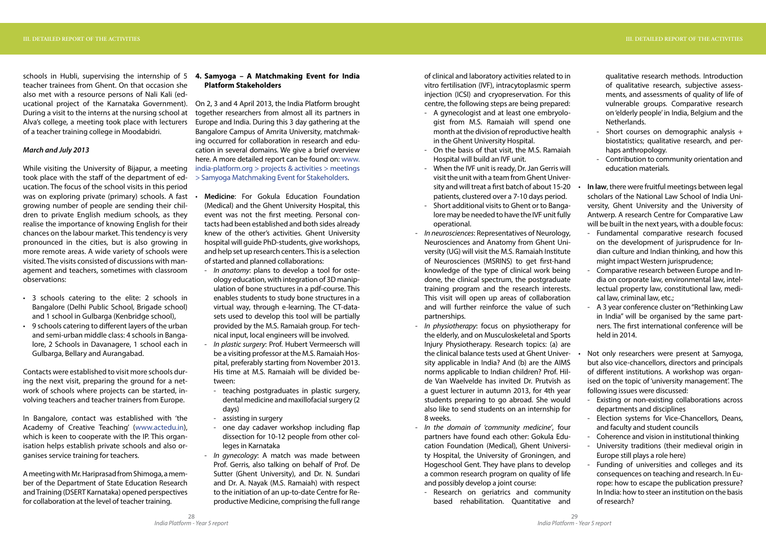schools in Hubli, supervising the internship of 5 teacher trainees from Ghent. On that occasion she also met with a resource persons of Nali Kali (educational project of the Karnataka Government). During a visit to the interns at the nursing school at Alva's college, a meeting took place with lecturers of a teacher training college in Moodabidri.

*March and July 2013*

While visiting the University of Bijapur, a meeting took place with the staff of the department of education. The focus of the school visits in this period was on exploring private (primary) schools. A fast growing number of people are sending their children to private English medium schools, as they realise the importance of knowing English for their chances on the labour market. This tendency is very pronounced in the cities, but is also growing in more remote areas. A wide variety of schools were visited. The visits consisted of discussions with management and teachers, sometimes with classroom observations:

- 3 schools catering to the elite: 2 schools in Bangalore (Delhi Public School, Brigade school) and 1 school in Gulbarga (Kenbridge school),
- 9 schools catering to different layers of the urban and semi-urban middle class: 4 schools in Bangalore, 2 Schools in Davanagere, 1 school each in Gulbarga, Bellary and Aurangabad.

Contacts were established to visit more schools during the next visit, preparing the ground for a network of schools where projects can be started, involving teachers and teacher trainers from Europe.

In Bangalore, contact was established with 'the Academy of Creative Teaching' (www.actedu.in), which is keen to cooperate with the IP. This organisation helps establish private schools and also organises service training for teachers.

A meeting with Mr. Hariprasad from Shimoga, a member of the Department of State Education Research and Training (DSERT Karnataka) opened perspectives for collaboration at the level of teacher training.

### 4. Samyoga – A Matchmaking Event for India Platform Stakeholders

On 2, 3 and 4 April 2013, the India Platform brought together researchers from almost all its partners in Europe and India. During this 3 day gathering at the Bangalore Campus of Amrita University, matchmaking occurred for collaboration in research and education in several domains. We give a brief overview here. A more detailed report can be found on: www.india-platform.org > projects & activities > meetings > Samyoga Matchmaking Event for Stakeholders.

- **Medicine**: For Gokula Education Foundation (Medical) and the Ghent University Hospital, this event was not the first meeting. Personal contacts had been established and both sides already knew of the other's activities. Ghent University hospital will guide PhD-students, give workshops, and help set up research centers. This is a selection of started and planned collaborations:
  - *In anatomy*: plans to develop a tool for osteology education, with integration of 3D manipulation of bone structures in a pdf-course. This enables students to study bone structures in a virtual way, through e-learning. The CT-datasets used to develop this tool will be partially provided by the M.S. Ramaiah group. For technical input, local engineers will be involved.
  - *In plastic surgery*: Prof. Hubert Vermeersch will be a visiting professor at the M.S. Ramaiah Hospital, preferably starting from November 2013. His time at M.S. Ramaiah will be divided between:
    - teaching postgraduates in plastic surgery, dental medicine and maxillofacial surgery (2 days)
    - assisting in surgery
    - one day cadaver workshop including flap dissection for 10-12 people from other colleges in Karnataka
  - *In gynecology*: A match was made between Prof. Gerris, also talking on behalf of Prof. De Sutter (Ghent University), and Dr. N. Sundari and Dr. A. Nayak (M.S. Ramaiah) with respect to the initiation of an up-to-date Centre for Reproductive Medicine, comprising the full range of clinical and laboratory activities related to in vitro fertilisation (IVF), intracytoplasmic sperm injection (ICSI) and cryopreservation. For this centre, the following steps are being prepared:
    - A gynecologist and at least one embryologist from M.S. Ramaiah will spend one month at the division of reproductive health in the Ghent University Hospital.
    - On the basis of that visit, the M.S. Ramaiah Hospital will build an IVF unit.
    - When the IVF unit is ready, Dr. Jan Gerris will visit the unit with a team from Ghent University and will treat a first batch of about 15-20 patients, clustered over a 7-10 days period.
    - Short additional visits to Ghent or to Bangalore may be needed to have the IVF unit fully operational.
  - *In neurosciences*: Representatives of Neurology, Neurosciences and Anatomy from Ghent University (UG) will visit the M.S. Ramaiah Institute of Neurosciences (MSRINS) to get first-hand knowledge of the type of clinical work being done, the clinical spectrum, the postgraduate training program and the research interests. This visit will open up areas of collaboration and will further reinforce the value of such partnerships.
  - *In physiotherapy*: focus on physiotherapy for the elderly, and on Musculoskeletal and Sports Injury Physiotherapy. Research topics: (a) are the clinical balance tests used at Ghent University applicable in India? And (b) are the AIMS norms applicable to Indian children? Prof. Hilde Van Waelvelde has invited Dr. Prutvish as a guest lecturer in autumn 2013, for 4th year students preparing to go abroad. She would also like to send students on an internship for 8 weeks.
  - *In the domain of 'community medicine'*, four partners have found each other: Gokula Education Foundation (Medical), Ghent University Hospital, the University of Groningen, and Hogeschool Gent. They have plans to develop a common research program on quality of life and possibly develop a joint course:
    - Research on geriatrics and community based rehabilitation. Quantitative and qualitative research methods. Introduction of qualitative research, subjective assessments, and assessments of quality of life of vulnerable groups. Comparative research on 'elderly people' in India, Belgium and the Netherlands.
    - Short courses on demographic analysis + biostatistics; qualitative research, and perhaps anthropology.
    - Contribution to community orientation and education materials.
- **In law**, there were fruitful meetings between legal scholars of the National Law School of India University, Ghent University and the University of Antwerp. A research Centre for Comparative Law will be built in the next years, with a double focus:
  - Fundamental comparative research focused on the development of jurisprudence for Indian culture and Indian thinking, and how this might impact Western jurisprudence;
  - Comparative research between Europe and India on corporate law, environmental law, intellectual property law, constitutional law, medical law, criminal law, etc.;
  - A 3 year conference cluster on "Rethinking Law in India" will be organised by the same partners. The first international conference will be held in 2014.
- Not only researchers were present at Samyoga, but also vice-chancellors, directors and principals of different institutions. A workshop was organised on the topic of 'university management'. The following issues were discussed:
  - Existing or non-existing collaborations across departments and disciplines
  - Election systems for Vice-Chancellors, Deans, and faculty and student councils
  - Coherence and vision in institutional thinking
  - University traditions (their medieval origin in Europe still plays a role here)
  - Funding of universities and colleges and its consequences on teaching and research. In Europe: how to escape the publication pressure? In India: how to steer an institution on the basis of research?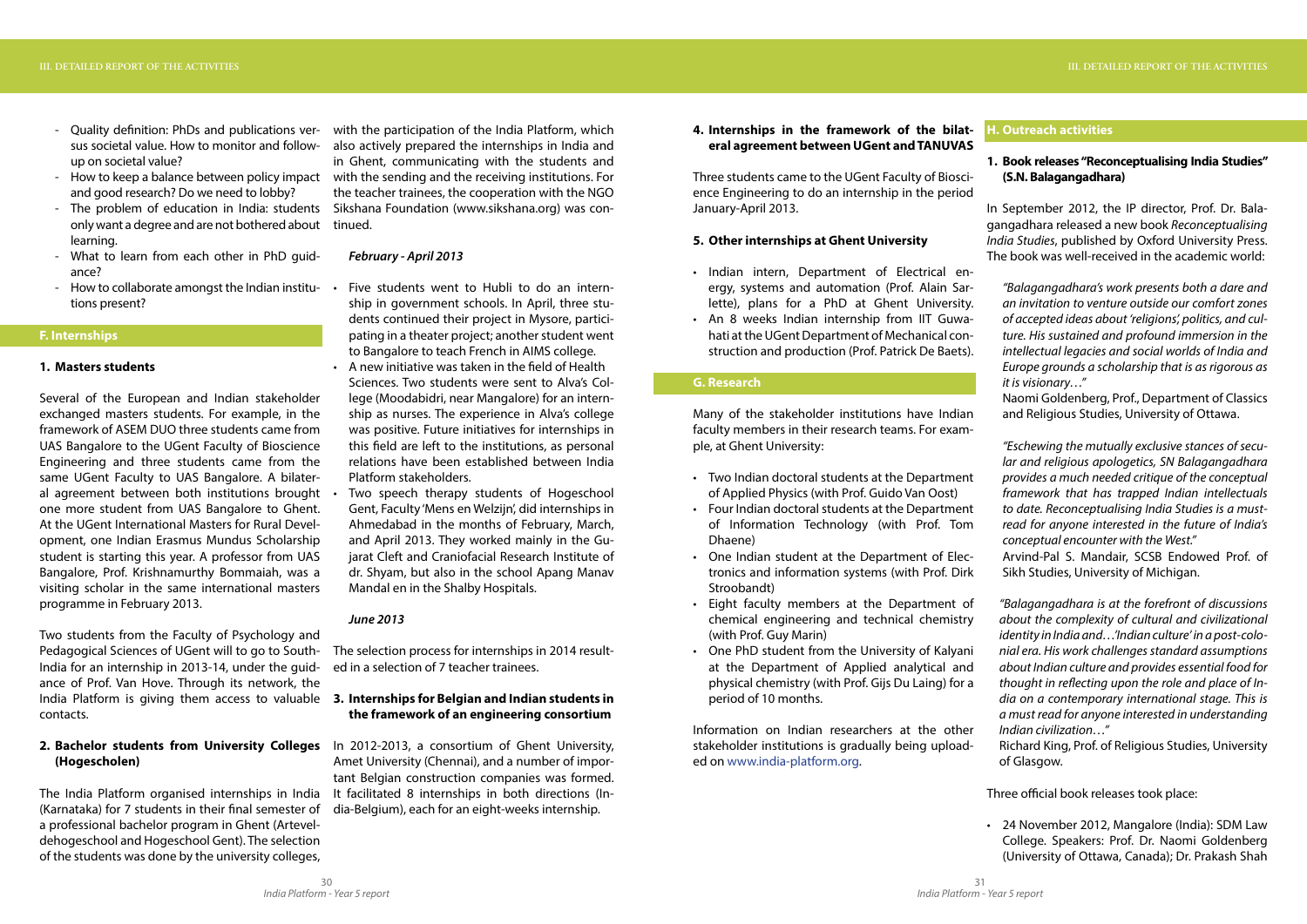- Quality definition: PhDs and publications versus societal value. How to monitor and follow-up on societal value?
- How to keep a balance between policy impact and good research? Do we need to lobby?
- The problem of education in India: students only want a degree and are not bothered about learning.
- What to learn from each other in PhD guidance?
- How to collaborate amongst the Indian institutions present?

## F. Internships

### 1. Masters students

Several of the European and Indian stakeholder exchanged masters students. For example, in the framework of ASEM DUO three students came from UAS Bangalore to the UGent Faculty of Bioscience Engineering and three students came from the same UGent Faculty to UAS Bangalore. A bilateral agreement between both institutions brought one more student from UAS Bangalore to Ghent. At the UGent International Masters for Rural Development, one Indian Erasmus Mundus Scholarship student is starting this year. A professor from UAS Bangalore, Prof. Krishnamurthy Bommaiah, was a visiting scholar in the same international masters programme in February 2013.

Two students from the Faculty of Psychology and Pedagogical Sciences of UGent will to go to South-India for an internship in 2013-14, under the guidance of Prof. Van Hove. Through its network, the India Platform is giving them access to valuable contacts.

### 2. Bachelor students from University Colleges (Hogescholen)

The India Platform organised internships in India (Karnataka) for 7 students in their final semester of a professional bachelor program in Ghent (Arteveldehogeschool and Hogeschool Gent). The selection of the students was done by the university colleges, with the participation of the India Platform, which also actively prepared the internships in India and in Ghent, communicating with the students and with the sending and the receiving institutions. For the teacher trainees, the cooperation with the NGO Sikshana Foundation (www.sikshana.org) was continued.

*February - April 2013*

- Five students went to Hubli to do an internship in government schools. In April, three students continued their project in Mysore, participating in a theater project; another student went to Bangalore to teach French in AIMS college.
- A new initiative was taken in the field of Health Sciences. Two students were sent to Alva's College (Moodabidri, near Mangalore) for an internship as nurses. The experience in Alva's college was positive. Future initiatives for internships in this field are left to the institutions, as personal relations have been established between India Platform stakeholders.
- Two speech therapy students of Hogeschool Gent, Faculty 'Mens en Welzijn', did internships in Ahmedabad in the months of February, March, and April 2013. They worked mainly in the Gujarat Cleft and Craniofacial Research Institute of dr. Shyam, but also in the school Apang Manav Mandal en in the Shalby Hospitals.

*June 2013*

The selection process for internships in 2014 resulted in a selection of 7 teacher trainees.

### 3. Internships for Belgian and Indian students in the framework of an engineering consortium

In 2012-2013, a consortium of Ghent University, Amet University (Chennai), and a number of important Belgian construction companies was formed. It facilitated 8 internships in both directions (India-Belgium), each for an eight-weeks internship.

### 4. Internships in the framework of the bilateral agreement between UGent and TANUVAS

Three students came to the UGent Faculty of Bioscience Engineering to do an internship in the period January-April 2013.

### 5. Other internships at Ghent University

- Indian intern, Department of Electrical energy, systems and automation (Prof. Alain Sarlette), plans for a PhD at Ghent University.
- An 8 weeks Indian internship from IIT Guwahati at the UGent Department of Mechanical construction and production (Prof. Patrick De Baets).

## G. Research

Many of the stakeholder institutions have Indian faculty members in their research teams. For example, at Ghent University:

- Two Indian doctoral students at the Department of Applied Physics (with Prof. Guido Van Oost)
- Four Indian doctoral students at the Department of Information Technology (with Prof. Tom Dhaene)
- One Indian student at the Department of Electronics and information systems (with Prof. Dirk Stroobandt)
- Eight faculty members at the Department of chemical engineering and technical chemistry (with Prof. Guy Marin)
- One PhD student from the University of Kalyani at the Department of Applied analytical and physical chemistry (with Prof. Gijs Du Laing) for a period of 10 months.

Information on Indian researchers at the other stakeholder institutions is gradually being uploaded on www.india-platform.org.

## H. Outreach activities

### 1. Book releases "Reconceptualising India Studies" (S.N. Balagangadhara)

In September 2012, the IP director, Prof. Dr. Balagangadhara released a new book *Reconceptualising India Studies*, published by Oxford University Press. The book was well-received in the academic world:

> *"Balagangadhara's work presents both a dare and an invitation to venture outside our comfort zones of accepted ideas about 'religions', politics, and culture. His sustained and profound immersion in the intellectual legacies and social worlds of India and Europe grounds a scholarship that is as rigorous as it is visionary…"*
>
> Naomi Goldenberg, Prof., Department of Classics and Religious Studies, University of Ottawa.

> *"Eschewing the mutually exclusive stances of secular and religious apologetics, SN Balagangadhara provides a much needed critique of the conceptual framework that has trapped Indian intellectuals to date. Reconceptualising India Studies is a must-read for anyone interested in the future of India's conceptual encounter with the West."*
>
> Arvind-Pal S. Mandair, SCSB Endowed Prof. of Sikh Studies, University of Michigan.

> *"Balagangadhara is at the forefront of discussions about the complexity of cultural and civilizational identity in India and…'Indian culture' in a post-colonial era. His work challenges standard assumptions about Indian culture and provides essential food for thought in reflecting upon the role and place of India on a contemporary international stage. This is a must read for anyone interested in understanding Indian civilization…"*
>
> Richard King, Prof. of Religious Studies, University of Glasgow.

Three official book releases took place:

- 24 November 2012, Mangalore (India): SDM Law College. Speakers: Prof. Dr. Naomi Goldenberg (University of Ottawa, Canada); Dr. Prakash Shah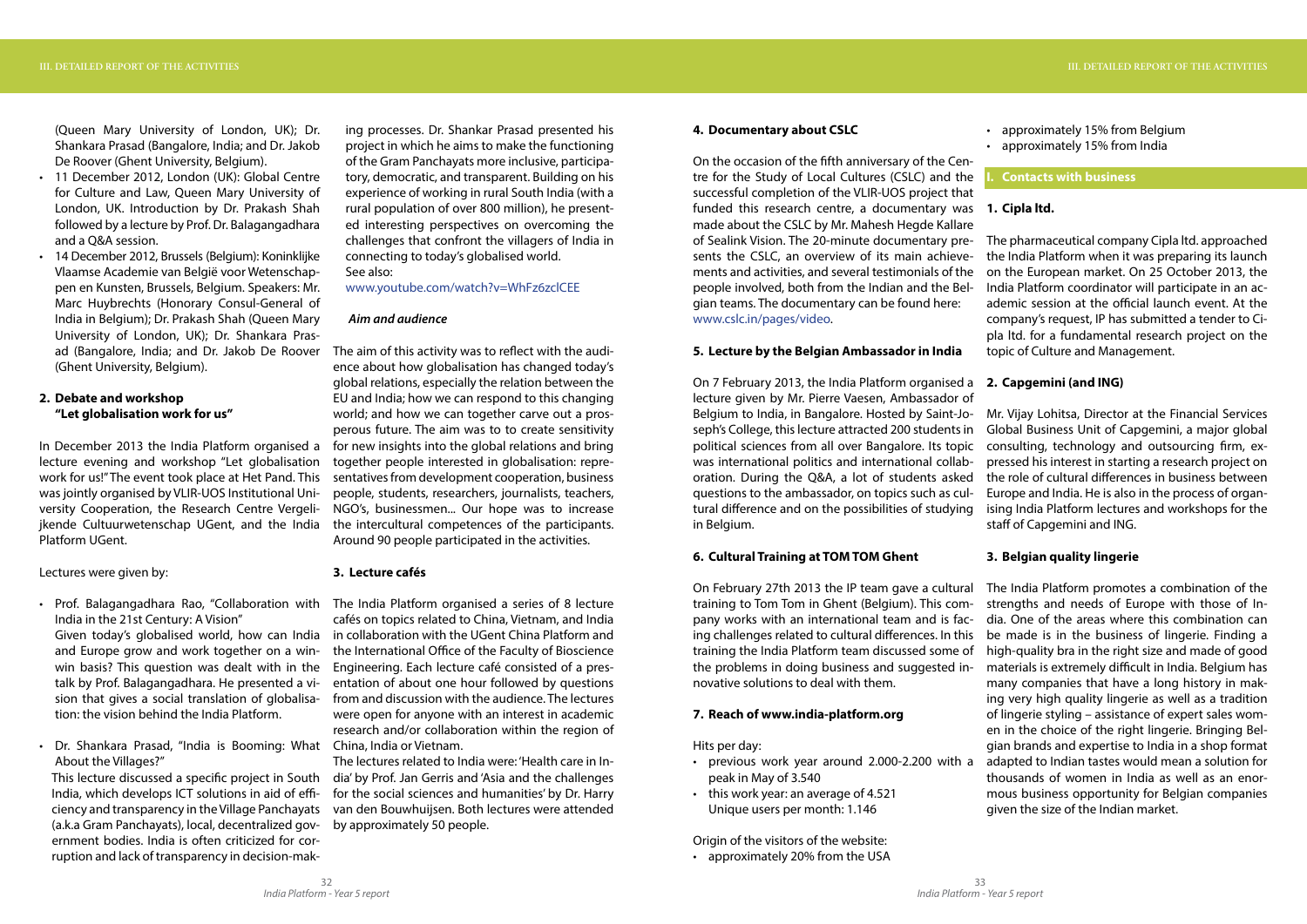(Queen Mary University of London, UK); Dr. Shankara Prasad (Bangalore, India; and Dr. Jakob De Roover (Ghent University, Belgium).

- 11 December 2012, London (UK): Global Centre for Culture and Law, Queen Mary University of London, UK. Introduction by Dr. Prakash Shah followed by a lecture by Prof. Dr. Balagangadhara and a Q&A session.
- 14 December 2012, Brussels (Belgium): Koninklijke Vlaamse Academie van België voor Wetenschappen en Kunsten, Brussels, Belgium. Speakers: Mr. Marc Huybrechts (Honorary Consul-General of India in Belgium); Dr. Prakash Shah (Queen Mary University of London, UK); Dr. Shankara Prasad (Bangalore, India; and Dr. Jakob De Roover (Ghent University, Belgium).

## 2. Debate and workshop "Let globalisation work for us"

In December 2013 the India Platform organised a lecture evening and workshop "Let globalisation work for us!" The event took place at Het Pand. This was jointly organised by VLIR-UOS Institutional University Cooperation, the Research Centre Vergelijkende Cultuurwetenschap UGent, and the India Platform UGent.

Lectures were given by:

- Prof. Balagangadhara Rao, "Collaboration with India in the 21st Century: A Vision"
  Given today's globalised world, how can India and Europe grow and work together on a win-win basis? This question was dealt with in the talk by Prof. Balagangadhara. He presented a vision that gives a social translation of globalisation: the vision behind the India Platform.
- Dr. Shankara Prasad, "India is Booming: What About the Villages?"
  This lecture discussed a specific project in South India, which develops ICT solutions in aid of efficiency and transparency in the Village Panchayats (a.k.a Gram Panchayats), local, decentralized government bodies. India is often criticized for corruption and lack of transparency in decision-making processes. Dr. Shankar Prasad presented his project in which he aims to make the functioning of the Gram Panchayats more inclusive, participatory, democratic, and transparent. Building on his experience of working in rural South India (with a rural population of over 800 million), he presented interesting perspectives on overcoming the challenges that confront the villagers of India in connecting to today's globalised world.
  See also:
  www.youtube.com/watch?v=WhFz6zclCEE

### *Aim and audience*

The aim of this activity was to reflect with the audience about how globalisation has changed today's global relations, especially the relation between the EU and India; how we can respond to this changing world; and how we can together carve out a prosperous future. The aim was to to create sensitivity for new insights into the global relations and bring together people interested in globalisation: representatives from development cooperation, business people, students, researchers, journalists, teachers, NGO's, businessmen... Our hope was to increase the intercultural competences of the participants. Around 90 people participated in the activities.

## 3. Lecture cafés

The India Platform organised a series of 8 lecture cafés on topics related to China, Vietnam, and India in collaboration with the UGent China Platform and the International Office of the Faculty of Bioscience Engineering. Each lecture café consisted of a presentation of about one hour followed by questions from and discussion with the audience. The lectures were open for anyone with an interest in academic research and/or collaboration within the region of China, India or Vietnam.

The lectures related to India were: 'Health care in India' by Prof. Jan Gerris and 'Asia and the challenges for the social sciences and humanities' by Dr. Harry van den Bouwhuijsen. Both lectures were attended by approximately 50 people.

## 4. Documentary about CSLC

On the occasion of the fifth anniversary of the Centre for the Study of Local Cultures (CSLC) and the successful completion of the VLIR-UOS project that funded this research centre, a documentary was made about the CSLC by Mr. Mahesh Hegde Kallare of Sealink Vision. The 20-minute documentary presents the CSLC, an overview of its main achievements and activities, and several testimonials of the people involved, both from the Indian and the Belgian teams. The documentary can be found here: www.cslc.in/pages/video.

## 5. Lecture by the Belgian Ambassador in India

On 7 February 2013, the India Platform organised a lecture given by Mr. Pierre Vaesen, Ambassador of Belgium to India, in Bangalore. Hosted by Saint-Joseph's College, this lecture attracted 200 students in political sciences from all over Bangalore. Its topic was international politics and international collaboration. During the Q&A, a lot of students asked questions to the ambassador, on topics such as cultural difference and on the possibilities of studying in Belgium.

## 6. Cultural Training at TOM TOM Ghent

On February 27th 2013 the IP team gave a cultural training to Tom Tom in Ghent (Belgium). This company works with an international team and is facing challenges related to cultural differences. In this training the India Platform team discussed some of the problems in doing business and suggested innovative solutions to deal with them.

## 7. Reach of www.india-platform.org

Hits per day:

- previous work year around 2.000-2.200 with a peak in May of 3.540
- this work year: an average of 4.521
  Unique users per month: 1.146

Origin of the visitors of the website:

- approximately 20% from the USA
- approximately 15% from Belgium
- approximately 15% from India

# I. Contacts with business

## 1. Cipla ltd.

The pharmaceutical company Cipla ltd. approached the India Platform when it was preparing its launch on the European market. On 25 October 2013, the India Platform coordinator will participate in an academic session at the official launch event. At the company's request, IP has submitted a tender to Cipla ltd. for a fundamental research project on the topic of Culture and Management.

## 2. Capgemini (and ING)

Mr. Vijay Lohitsa, Director at the Financial Services Global Business Unit of Capgemini, a major global consulting, technology and outsourcing firm, expressed his interest in starting a research project on the role of cultural differences in business between Europe and India. He is also in the process of organising India Platform lectures and workshops for the staff of Capgemini and ING.

## 3. Belgian quality lingerie

The India Platform promotes a combination of the strengths and needs of Europe with those of India. One of the areas where this combination can be made is in the business of lingerie. Finding a high-quality bra in the right size and made of good materials is extremely difficult in India. Belgium has many companies that have a long history in making very high quality lingerie as well as a tradition of lingerie styling – assistance of expert sales women in the choice of the right lingerie. Bringing Belgian brands and expertise to India in a shop format adapted to Indian tastes would mean a solution for thousands of women in India as well as an enormous business opportunity for Belgian companies given the size of the Indian market.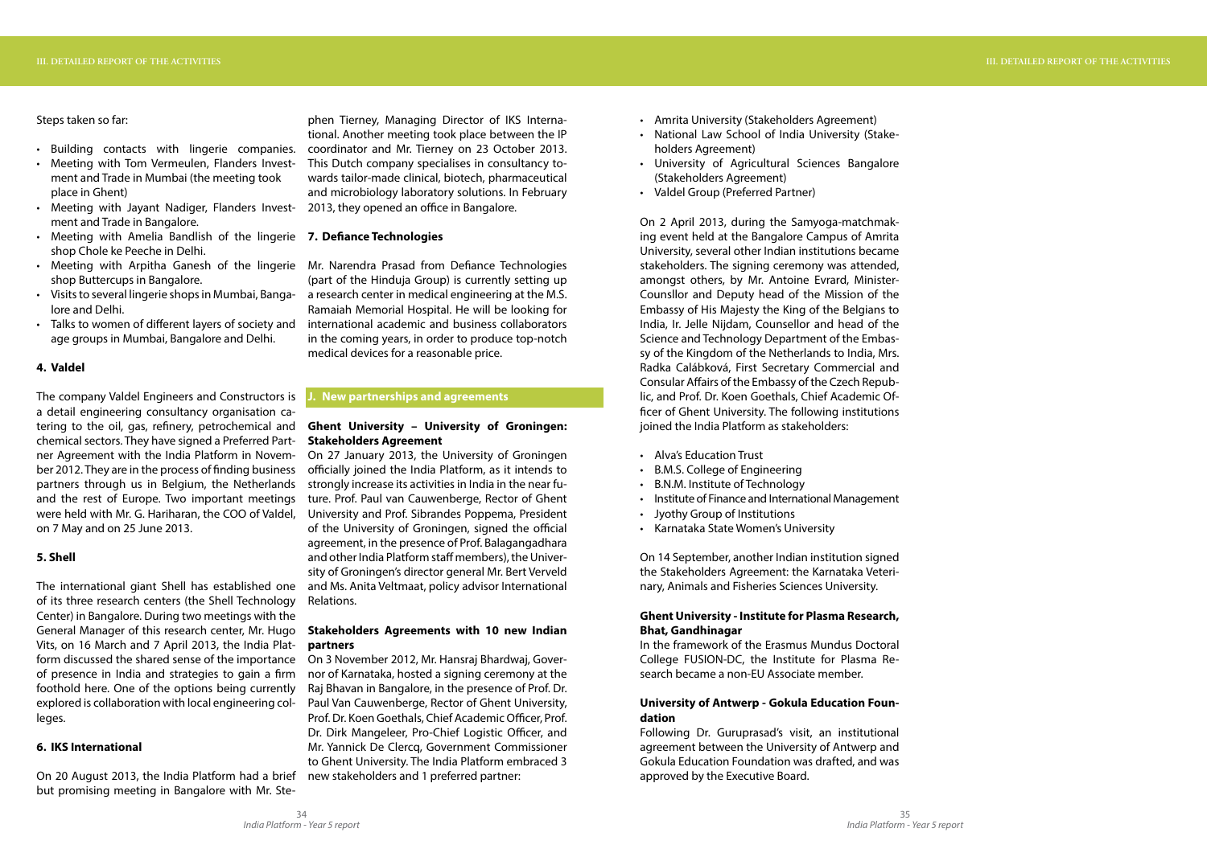Steps taken so far:

- Building contacts with lingerie companies.
- Meeting with Tom Vermeulen, Flanders Investment and Trade in Mumbai (the meeting took place in Ghent)
- Meeting with Jayant Nadiger, Flanders Investment and Trade in Bangalore.
- Meeting with Amelia Bandlish of the lingerie shop Chole ke Peeche in Delhi.
- Meeting with Arpitha Ganesh of the lingerie shop Buttercups in Bangalore.
- Visits to several lingerie shops in Mumbai, Bangalore and Delhi.
- Talks to women of different layers of society and age groups in Mumbai, Bangalore and Delhi.

#### 4. Valdel

The company Valdel Engineers and Constructors is a detail engineering consultancy organisation catering to the oil, gas, refinery, petrochemical and chemical sectors. They have signed a Preferred Partner Agreement with the India Platform in November 2012. They are in the process of finding business partners through us in Belgium, the Netherlands and the rest of Europe. Two important meetings were held with Mr. G. Hariharan, the COO of Valdel, on 7 May and on 25 June 2013.

#### 5. Shell

The international giant Shell has established one of its three research centers (the Shell Technology Center) in Bangalore. During two meetings with the General Manager of this research center, Mr. Hugo Vits, on 16 March and 7 April 2013, the India Platform discussed the shared sense of the importance of presence in India and strategies to gain a firm foothold here. One of the options being currently explored is collaboration with local engineering colleges.

#### 6. IKS International

On 20 August 2013, the India Platform had a brief but promising meeting in Bangalore with Mr. Stephen Tierney, Managing Director of IKS International. Another meeting took place between the IP coordinator and Mr. Tierney on 23 October 2013. This Dutch company specialises in consultancy towards tailor-made clinical, biotech, pharmaceutical and microbiology laboratory solutions. In February 2013, they opened an office in Bangalore.

#### 7. Defiance Technologies

Mr. Narendra Prasad from Defiance Technologies (part of the Hinduja Group) is currently setting up a research center in medical engineering at the M.S. Ramaiah Memorial Hospital. He will be looking for international academic and business collaborators in the coming years, in order to produce top-notch medical devices for a reasonable price.

## J. New partnerships and agreements

### Ghent University – University of Groningen: Stakeholders Agreement

On 27 January 2013, the University of Groningen officially joined the India Platform, as it intends to strongly increase its activities in India in the near future. Prof. Paul van Cauwenberge, Rector of Ghent University and Prof. Sibrandes Poppema, President of the University of Groningen, signed the official agreement, in the presence of Prof. Balagangadhara and other India Platform staff members), the University of Groningen's director general Mr. Bert Verveld and Ms. Anita Veltmaat, policy advisor International Relations.

### Stakeholders Agreements with 10 new Indian partners

On 3 November 2012, Mr. Hansraj Bhardwaj, Governor of Karnataka, hosted a signing ceremony at the Raj Bhavan in Bangalore, in the presence of Prof. Dr. Paul Van Cauwenberge, Rector of Ghent University, Prof. Dr. Koen Goethals, Chief Academic Officer, Prof. Dr. Dirk Mangeleer, Pro-Chief Logistic Officer, and Mr. Yannick De Clercq, Government Commissioner to Ghent University. The India Platform embraced 3 new stakeholders and 1 preferred partner:

- Amrita University (Stakeholders Agreement)
- National Law School of India University (Stakeholders Agreement)
- University of Agricultural Sciences Bangalore (Stakeholders Agreement)
- Valdel Group (Preferred Partner)

On 2 April 2013, during the Samyoga-matchmaking event held at the Bangalore Campus of Amrita University, several other Indian institutions became stakeholders. The signing ceremony was attended, amongst others, by Mr. Antoine Evrard, Minister-Counsllor and Deputy head of the Mission of the Embassy of His Majesty the King of the Belgians to India, Ir. Jelle Nijdam, Counsellor and head of the Science and Technology Department of the Embassy of the Kingdom of the Netherlands to India, Mrs. Radka Calábková, First Secretary Commercial and Consular Affairs of the Embassy of the Czech Republic, and Prof. Dr. Koen Goethals, Chief Academic Officer of Ghent University. The following institutions joined the India Platform as stakeholders:

- Alva's Education Trust
- B.M.S. College of Engineering
- B.N.M. Institute of Technology
- Institute of Finance and International Management
- Jyothy Group of Institutions
- Karnataka State Women's University

On 14 September, another Indian institution signed the Stakeholders Agreement: the Karnataka Veterinary, Animals and Fisheries Sciences University.

### Ghent University - Institute for Plasma Research, Bhat, Gandhinagar

In the framework of the Erasmus Mundus Doctoral College FUSION-DC, the Institute for Plasma Research became a non-EU Associate member.

### University of Antwerp - Gokula Education Foundation

Following Dr. Guruprasad's visit, an institutional agreement between the University of Antwerp and Gokula Education Foundation was drafted, and was approved by the Executive Board.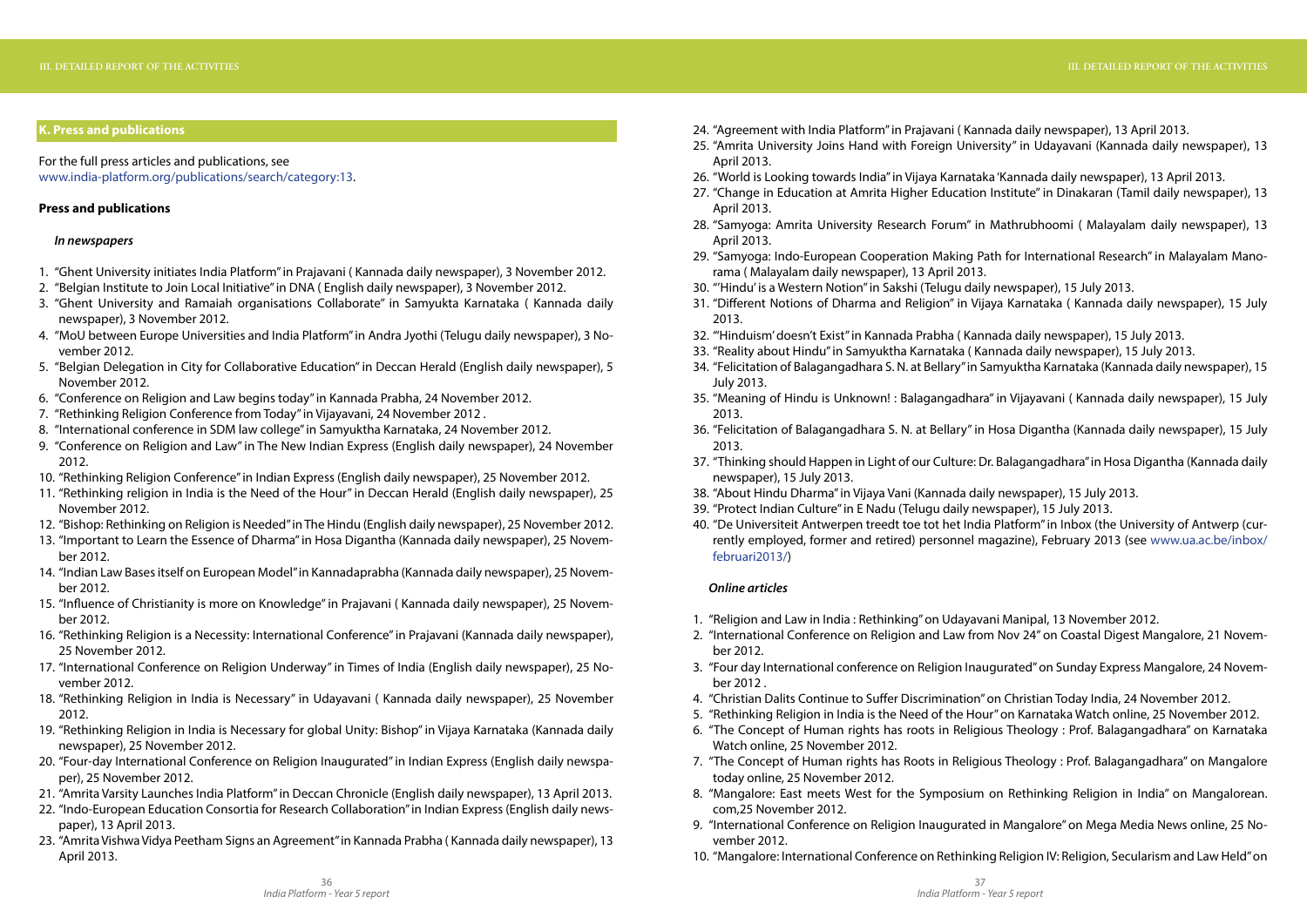## K. Press and publications

For the full press articles and publications, see www.india-platform.org/publications/search/category:13.

**Press and publications**

***In newspapers***

1. "Ghent University initiates India Platform" in Prajavani ( Kannada daily newspaper), 3 November 2012.
2. "Belgian Institute to Join Local Initiative" in DNA ( English daily newspaper), 3 November 2012.
3. "Ghent University and Ramaiah organisations Collaborate" in Samyukta Karnataka ( Kannada daily newspaper), 3 November 2012.
4. "MoU between Europe Universities and India Platform" in Andra Jyothi (Telugu daily newspaper), 3 November 2012.
5. "Belgian Delegation in City for Collaborative Education" in Deccan Herald (English daily newspaper), 5 November 2012.
6. "Conference on Religion and Law begins today" in Kannada Prabha, 24 November 2012.
7. "Rethinking Religion Conference from Today" in Vijayavani, 24 November 2012 .
8. "International conference in SDM law college" in Samyuktha Karnataka, 24 November 2012.
9. "Conference on Religion and Law" in The New Indian Express (English daily newspaper), 24 November 2012.
10. "Rethinking Religion Conference" in Indian Express (English daily newspaper), 25 November 2012.
11. "Rethinking religion in India is the Need of the Hour" in Deccan Herald (English daily newspaper), 25 November 2012.
12. "Bishop: Rethinking on Religion is Needed" in The Hindu (English daily newspaper), 25 November 2012.
13. "Important to Learn the Essence of Dharma" in Hosa Digantha (Kannada daily newspaper), 25 November 2012.
14. "Indian Law Bases itself on European Model" in Kannadaprabha (Kannada daily newspaper), 25 November 2012.
15. "Influence of Christianity is more on Knowledge" in Prajavani ( Kannada daily newspaper), 25 November 2012.
16. "Rethinking Religion is a Necessity: International Conference" in Prajavani (Kannada daily newspaper), 25 November 2012.
17. "International Conference on Religion Underway" in Times of India (English daily newspaper), 25 November 2012.
18. "Rethinking Religion in India is Necessary" in Udayavani ( Kannada daily newspaper), 25 November 2012.
19. "Rethinking Religion in India is Necessary for global Unity: Bishop" in Vijaya Karnataka (Kannada daily newspaper), 25 November 2012.
20. "Four-day International Conference on Religion Inaugurated" in Indian Express (English daily newspaper), 25 November 2012.
21. "Amrita Varsity Launches India Platform" in Deccan Chronicle (English daily newspaper), 13 April 2013.
22. "Indo-European Education Consortia for Research Collaboration" in Indian Express (English daily newspaper), 13 April 2013.
23. "Amrita Vishwa Vidya Peetham Signs an Agreement" in Kannada Prabha ( Kannada daily newspaper), 13 April 2013.
24. "Agreement with India Platform" in Prajavani ( Kannada daily newspaper), 13 April 2013.
25. "Amrita University Joins Hand with Foreign University" in Udayavani (Kannada daily newspaper), 13 April 2013.
26. "World is Looking towards India" in Vijaya Karnataka 'Kannada daily newspaper), 13 April 2013.
27. "Change in Education at Amrita Higher Education Institute" in Dinakaran (Tamil daily newspaper), 13 April 2013.
28. "Samyoga: Amrita University Research Forum" in Mathrubhoomi ( Malayalam daily newspaper), 13 April 2013.
29. "Samyoga: Indo-European Cooperation Making Path for International Research" in Malayalam Manorama ( Malayalam daily newspaper), 13 April 2013.
30. "'Hindu' is a Western Notion" in Sakshi (Telugu daily newspaper), 15 July 2013.
31. "Different Notions of Dharma and Religion" in Vijaya Karnataka ( Kannada daily newspaper), 15 July 2013.
32. "'Hinduism' doesn't Exist" in Kannada Prabha ( Kannada daily newspaper), 15 July 2013.
33. "Reality about Hindu" in Samyuktha Karnataka ( Kannada daily newspaper), 15 July 2013.
34. "Felicitation of Balagangadhara S. N. at Bellary" in Samyuktha Karnataka (Kannada daily newspaper), 15 July 2013.
35. "Meaning of Hindu is Unknown! : Balagangadhara" in Vijayavani ( Kannada daily newspaper), 15 July 2013.
36. "Felicitation of Balagangadhara S. N. at Bellary" in Hosa Digantha (Kannada daily newspaper), 15 July 2013.
37. "Thinking should Happen in Light of our Culture: Dr. Balagangadhara" in Hosa Digantha (Kannada daily newspaper), 15 July 2013.
38. "About Hindu Dharma" in Vijaya Vani (Kannada daily newspaper), 15 July 2013.
39. "Protect Indian Culture" in E Nadu (Telugu daily newspaper), 15 July 2013.
40. "De Universiteit Antwerpen treedt toe tot het India Platform" in Inbox (the University of Antwerp (currently employed, former and retired) personnel magazine), February 2013 (see www.ua.ac.be/inbox/februari2013/)

***Online articles***

1. "Religion and Law in India : Rethinking" on Udayavani Manipal, 13 November 2012.
2. "International Conference on Religion and Law from Nov 24" on Coastal Digest Mangalore, 21 November 2012.
3. "Four day International conference on Religion Inaugurated" on Sunday Express Mangalore, 24 November 2012 .
4. "Christian Dalits Continue to Suffer Discrimination" on Christian Today India, 24 November 2012.
5. "Rethinking Religion in India is the Need of the Hour" on Karnataka Watch online, 25 November 2012.
6. "The Concept of Human rights has roots in Religious Theology : Prof. Balagangadhara" on Karnataka Watch online, 25 November 2012.
7. "The Concept of Human rights has Roots in Religious Theology : Prof. Balagangadhara" on Mangalore today online, 25 November 2012.
8. "Mangalore: East meets West for the Symposium on Rethinking Religion in India" on Mangalorean.com,25 November 2012.
9. "International Conference on Religion Inaugurated in Mangalore" on Mega Media News online, 25 November 2012.
10. "Mangalore: International Conference on Rethinking Religion IV: Religion, Secularism and Law Held" on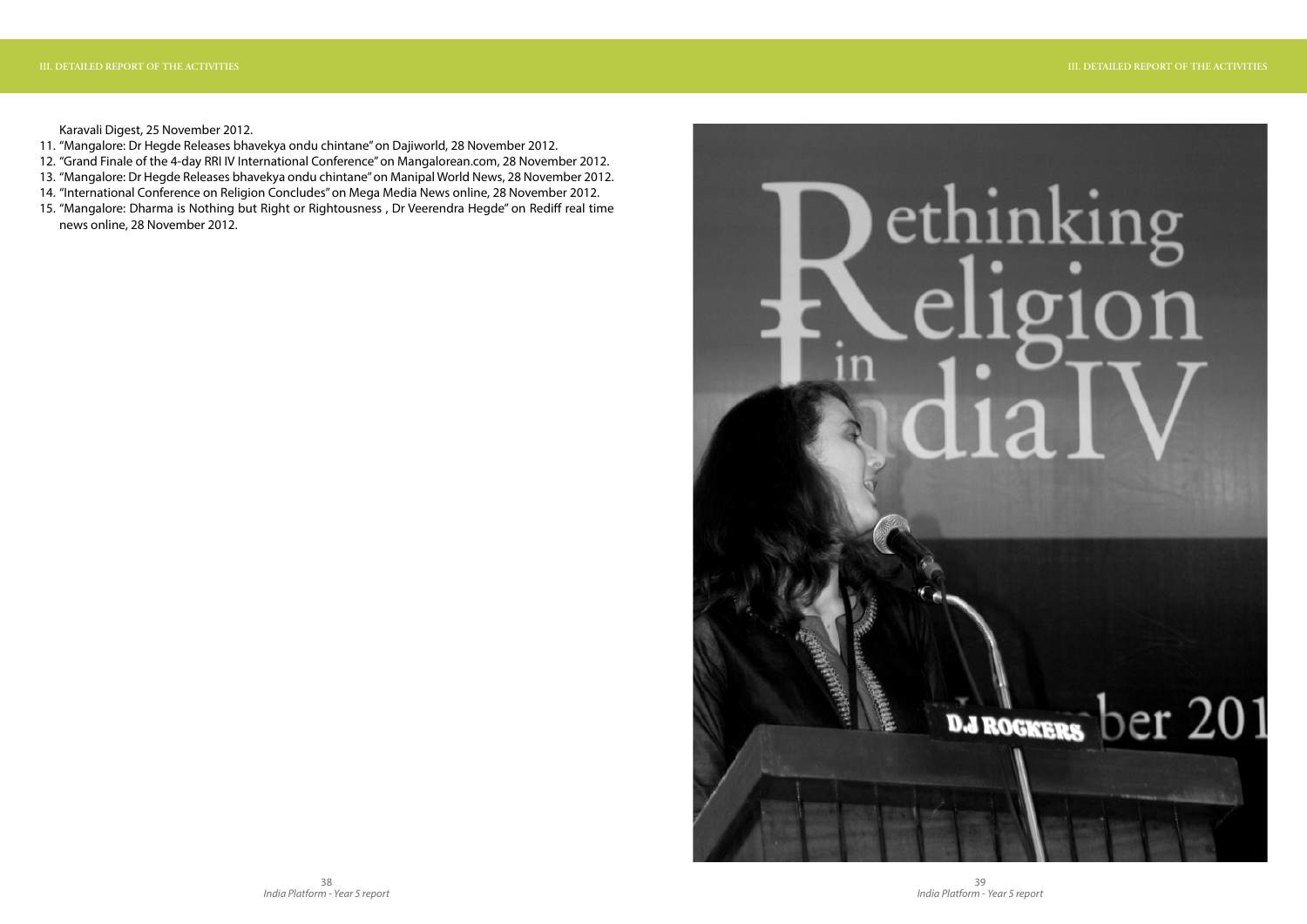Karavali Digest, 25 November 2012.

11. "Mangalore: Dr Hegde Releases bhavekya ondu chintane" on Dajiworld, 28 November 2012.
12. "Grand Finale of the 4-day RRI IV International Conference" on Mangalorean.com, 28 November 2012.
13. "Mangalore: Dr Hegde Releases bhavekya ondu chintane" on Manipal World News, 28 November 2012.
14. "International Conference on Religion Concludes" on Mega Media News online, 28 November 2012.
15. "Mangalore: Dharma is Nothing but Right or Rightousness , Dr Veerendra Hegde" on Rediff real time news online, 28 November 2012.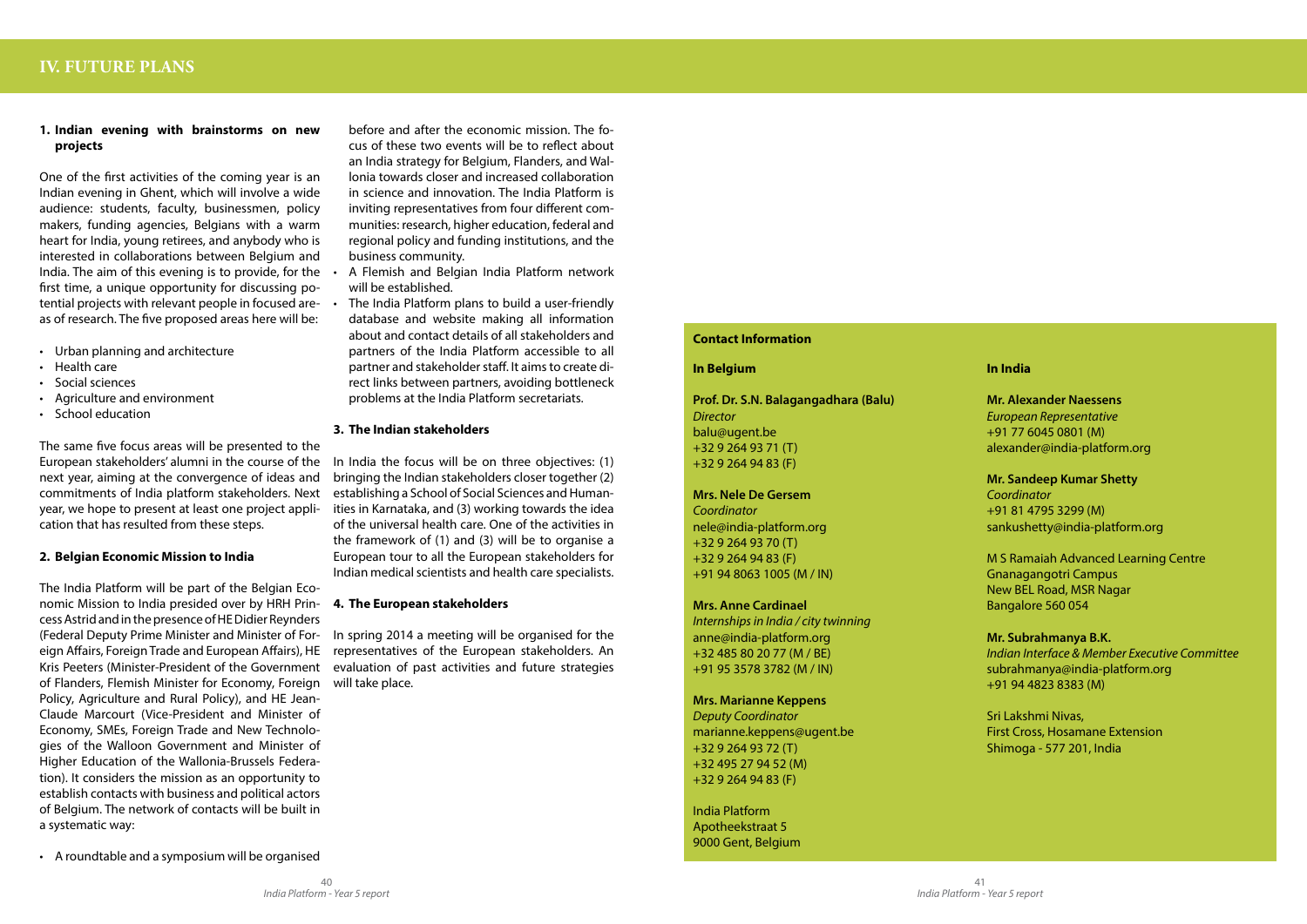# IV. FUTURE PLANS

### 1. Indian evening with brainstorms on new projects

One of the first activities of the coming year is an Indian evening in Ghent, which will involve a wide audience: students, faculty, businessmen, policy makers, funding agencies, Belgians with a warm heart for India, young retirees, and anybody who is interested in collaborations between Belgium and India. The aim of this evening is to provide, for the first time, a unique opportunity for discussing potential projects with relevant people in focused areas of research. The five proposed areas here will be:

- Urban planning and architecture
- Health care
- Social sciences
- Agriculture and environment
- School education

The same five focus areas will be presented to the European stakeholders' alumni in the course of the next year, aiming at the convergence of ideas and commitments of India platform stakeholders. Next year, we hope to present at least one project application that has resulted from these steps.

### 2. Belgian Economic Mission to India

The India Platform will be part of the Belgian Economic Mission to India presided over by HRH Princess Astrid and in the presence of HE Didier Reynders (Federal Deputy Prime Minister and Minister of Foreign Affairs, Foreign Trade and European Affairs), HE Kris Peeters (Minister-President of the Government of Flanders, Flemish Minister for Economy, Foreign Policy, Agriculture and Rural Policy), and HE Jean-Claude Marcourt (Vice-President and Minister of Economy, SMEs, Foreign Trade and New Technologies of the Walloon Government and Minister of Higher Education of the Wallonia-Brussels Federation). It considers the mission as an opportunity to establish contacts with business and political actors of Belgium. The network of contacts will be built in a systematic way:

- A roundtable and a symposium will be organised before and after the economic mission. The focus of these two events will be to reflect about an India strategy for Belgium, Flanders, and Wallonia towards closer and increased collaboration in science and innovation. The India Platform is inviting representatives from four different communities: research, higher education, federal and regional policy and funding institutions, and the business community.
- A Flemish and Belgian India Platform network will be established.
- The India Platform plans to build a user-friendly database and website making all information about and contact details of all stakeholders and partners of the India Platform accessible to all partner and stakeholder staff. It aims to create direct links between partners, avoiding bottleneck problems at the India Platform secretariats.

### 3. The Indian stakeholders

In India the focus will be on three objectives: (1) bringing the Indian stakeholders closer together (2) establishing a School of Social Sciences and Humanities in Karnataka, and (3) working towards the idea of the universal health care. One of the activities in the framework of (1) and (3) will be to organise a European tour to all the European stakeholders for Indian medical scientists and health care specialists.

### 4. The European stakeholders

In spring 2014 a meeting will be organised for the representatives of the European stakeholders. An evaluation of past activities and future strategies will take place.

**Contact Information**

**In Belgium**

**Prof. Dr. S.N. Balagangadhara (Balu)**
*Director*
balu@ugent.be
+32 9 264 93 71 (T)
+32 9 264 94 83 (F)

**Mrs. Nele De Gersem**
*Coordinator*
nele@india-platform.org
+32 9 264 93 70 (T)
+32 9 264 94 83 (F)
+91 94 8063 1005 (M / IN)

**Mrs. Anne Cardinael**
*Internships in India / city twinning*
anne@india-platform.org
+32 485 80 20 77 (M / BE)
+91 95 3578 3782 (M / IN)

**Mrs. Marianne Keppens**
*Deputy Coordinator*
marianne.keppens@ugent.be
+32 9 264 93 72 (T)
+32 495 27 94 52 (M)
+32 9 264 94 83 (F)

India Platform
Apotheekstraat 5
9000 Gent, Belgium

**In India**

**Mr. Alexander Naessens**
*European Representative*
+91 77 6045 0801 (M)
alexander@india-platform.org

**Mr. Sandeep Kumar Shetty**
*Coordinator*
+91 81 4795 3299 (M)
sankushetty@india-platform.org

M S Ramaiah Advanced Learning Centre
Gnanagangotri Campus
New BEL Road, MSR Nagar
Bangalore 560 054

**Mr. Subrahmanya B.K.**
*Indian Interface & Member Executive Committee*
subrahmanya@india-platform.org
+91 94 4823 8383 (M)

Sri Lakshmi Nivas,
First Cross, Hosamane Extension
Shimoga - 577 201, India